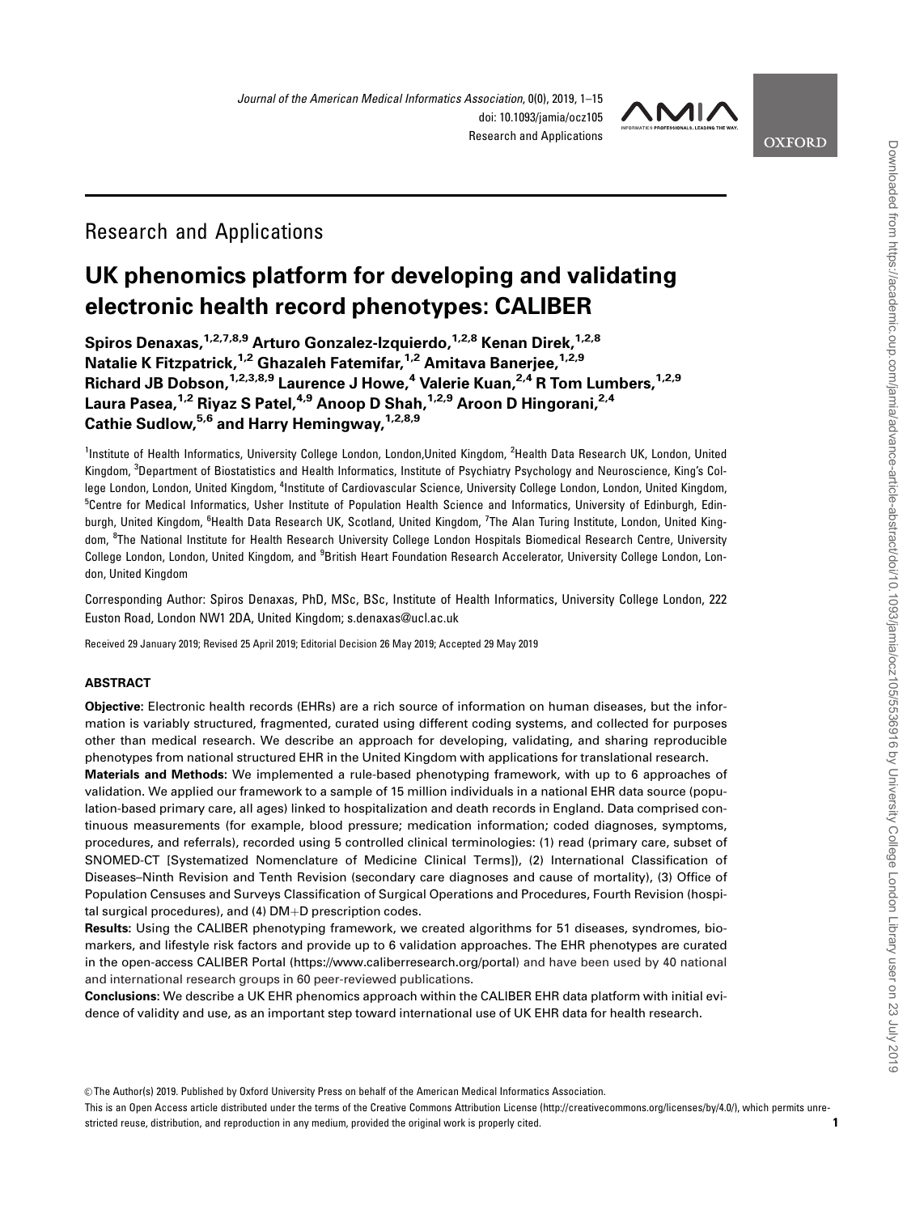Research and Applications

# UK phenomics platform for developing and validating electronic health record phenotypes: CALIBER

**Spiros Denaxas,[1,2,7,8,9] Arturo Gonzalez-Izquierdo,[1,2,8] Kenan Direk,[1,2,8] Natalie K Fitzpatrick,[1,2] Ghazaleh Fatemifar,[1,2] Amitava Banerjee,[1,2,9] Richard JB Dobson,[1,2,3,8,9] Laurence J Howe,[4] Valerie Kuan,[2,4] R Tom Lumbers,[1,2,9] Laura Pasea,[1,2] Riyaz S Patel,[4,9] Anoop D Shah,[1,2,9] Aroon D Hingorani,[2,4] Cathie Sudlow,[5,6] and Harry Hemingway,[1,2,8,9]**

[1]Institute of Health Informatics, University College London, London,United Kingdom, [2]Health Data Research UK, London, United Kingdom, [3]Department of Biostatistics and Health Informatics, Institute of Psychiatry Psychology and Neuroscience, King's College London, London, United Kingdom, [4]Institute of Cardiovascular Science, University College London, London, United Kingdom, [5]Centre for Medical Informatics, Usher Institute of Population Health Science and Informatics, University of Edinburgh, Edinburgh, United Kingdom, [6]Health Data Research UK, Scotland, United Kingdom, [7]The Alan Turing Institute, London, United Kingdom, [8]The National Institute for Health Research University College London Hospitals Biomedical Research Centre, University College London, London, United Kingdom, and [9]British Heart Foundation Research Accelerator, University College London, London, United Kingdom

Corresponding Author: Spiros Denaxas, PhD, MSc, BSc, Institute of Health Informatics, University College London, 222 Euston Road, London NW1 2DA, United Kingdom; s.denaxas@ucl.ac.uk

Received 29 January 2019; Revised 25 April 2019; Editorial Decision 26 May 2019; Accepted 29 May 2019

## ABSTRACT

**Objective:** Electronic health records (EHRs) are a rich source of information on human diseases, but the information is variably structured, fragmented, curated using different coding systems, and collected for purposes other than medical research. We describe an approach for developing, validating, and sharing reproducible phenotypes from national structured EHR in the United Kingdom with applications for translational research.

**Materials and Methods:** We implemented a rule-based phenotyping framework, with up to 6 approaches of validation. We applied our framework to a sample of 15 million individuals in a national EHR data source (population-based primary care, all ages) linked to hospitalization and death records in England. Data comprised continuous measurements (for example, blood pressure; medication information; coded diagnoses, symptoms, procedures, and referrals), recorded using 5 controlled clinical terminologies: (1) read (primary care, subset of SNOMED-CT [Systematized Nomenclature of Medicine Clinical Terms]), (2) International Classification of Diseases–Ninth Revision and Tenth Revision (secondary care diagnoses and cause of mortality), (3) Office of Population Censuses and Surveys Classification of Surgical Operations and Procedures, Fourth Revision (hospital surgical procedures), and (4) DM+D prescription codes.

**Results:** Using the CALIBER phenotyping framework, we created algorithms for 51 diseases, syndromes, biomarkers, and lifestyle risk factors and provide up to 6 validation approaches. The EHR phenotypes are curated in the open-access CALIBER Portal (https://www.caliberresearch.org/portal) and have been used by 40 national and international research groups in 60 peer-reviewed publications.

**Conclusions:** We describe a UK EHR phenomics approach within the CALIBER EHR data platform with initial evidence of validity and use, as an important step toward international use of UK EHR data for health research.

© The Author(s) 2019. Published by Oxford University Press on behalf of the American Medical Informatics Association.
This is an Open Access article distributed under the terms of the Creative Commons Attribution License (http://creativecommons.org/licenses/by/4.0/), which permits unrestricted reuse, distribution, and reproduction in any medium, provided the original work is properly cited.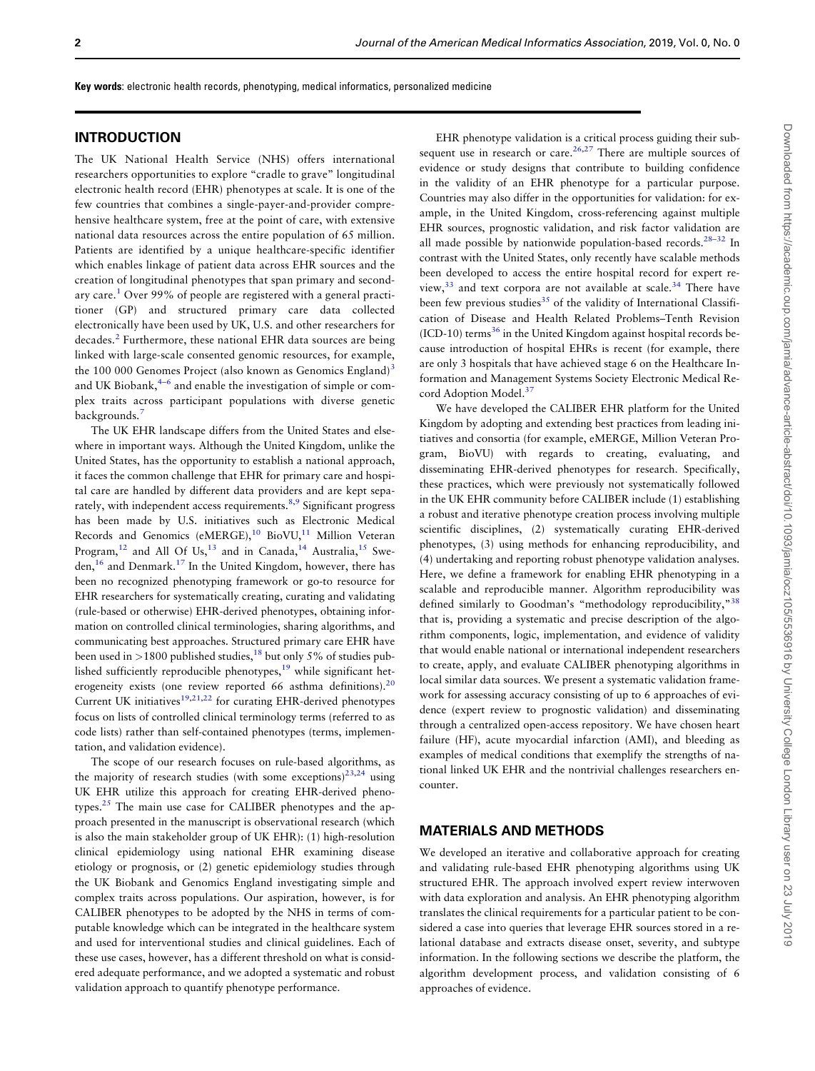**Key words**: electronic health records, phenotyping, medical informatics, personalized medicine

## INTRODUCTION

The UK National Health Service (NHS) offers international researchers opportunities to explore "cradle to grave" longitudinal electronic health record (EHR) phenotypes at scale. It is one of the few countries that combines a single-payer-and-provider comprehensive healthcare system, free at the point of care, with extensive national data resources across the entire population of 65 million. Patients are identified by a unique healthcare-specific identifier which enables linkage of patient data across EHR sources and the creation of longitudinal phenotypes that span primary and secondary care.[1] Over 99% of people are registered with a general practitioner (GP) and structured primary care data collected electronically have been used by UK, U.S. and other researchers for decades.[2] Furthermore, these national EHR data sources are being linked with large-scale consented genomic resources, for example, the 100 000 Genomes Project (also known as Genomics England)[3] and UK Biobank,[4–6] and enable the investigation of simple or complex traits across participant populations with diverse genetic backgrounds.[7]

The UK EHR landscape differs from the United States and elsewhere in important ways. Although the United Kingdom, unlike the United States, has the opportunity to establish a national approach, it faces the common challenge that EHR for primary care and hospital care are handled by different data providers and are kept separately, with independent access requirements.[8,9] Significant progress has been made by U.S. initiatives such as Electronic Medical Records and Genomics (eMERGE),[10] BioVU,[11] Million Veteran Program,[12] and All Of Us,[13] and in Canada,[14] Australia,[15] Sweden,[16] and Denmark.[17] In the United Kingdom, however, there has been no recognized phenotyping framework or go-to resource for EHR researchers for systematically creating, curating and validating (rule-based or otherwise) EHR-derived phenotypes, obtaining information on controlled clinical terminologies, sharing algorithms, and communicating best approaches. Structured primary care EHR have been used in >1800 published studies,[18] but only 5% of studies published sufficiently reproducible phenotypes,[19] while significant heterogeneity exists (one review reported 66 asthma definitions).[20] Current UK initiatives[19,21,22] for curating EHR-derived phenotypes focus on lists of controlled clinical terminology terms (referred to as code lists) rather than self-contained phenotypes (terms, implementation, and validation evidence).

The scope of our research focuses on rule-based algorithms, as the majority of research studies (with some exceptions)[23,24] using UK EHR utilize this approach for creating EHR-derived phenotypes.[25] The main use case for CALIBER phenotypes and the approach presented in the manuscript is observational research (which is also the main stakeholder group of UK EHR): (1) high-resolution clinical epidemiology using national EHR examining disease etiology or prognosis, or (2) genetic epidemiology studies through the UK Biobank and Genomics England investigating simple and complex traits across populations. Our aspiration, however, is for CALIBER phenotypes to be adopted by the NHS in terms of computable knowledge which can be integrated in the healthcare system and used for interventional studies and clinical guidelines. Each of these use cases, however, has a different threshold on what is considered adequate performance, and we adopted a systematic and robust validation approach to quantify phenotype performance.

EHR phenotype validation is a critical process guiding their subsequent use in research or care.[26,27] There are multiple sources of evidence or study designs that contribute to building confidence in the validity of an EHR phenotype for a particular purpose. Countries may also differ in the opportunities for validation: for example, in the United Kingdom, cross-referencing against multiple EHR sources, prognostic validation, and risk factor validation are all made possible by nationwide population-based records.[28–32] In contrast with the United States, only recently have scalable methods been developed to access the entire hospital record for expert review,[33] and text corpora are not available at scale.[34] There have been few previous studies[35] of the validity of International Classification of Disease and Health Related Problems–Tenth Revision (ICD-10) terms[36] in the United Kingdom against hospital records because introduction of hospital EHRs is recent (for example, there are only 3 hospitals that have achieved stage 6 on the Healthcare Information and Management Systems Society Electronic Medical Record Adoption Model.[37]

We have developed the CALIBER EHR platform for the United Kingdom by adopting and extending best practices from leading initiatives and consortia (for example, eMERGE, Million Veteran Program, BioVU) with regards to creating, evaluating, and disseminating EHR-derived phenotypes for research. Specifically, these practices, which were previously not systematically followed in the UK EHR community before CALIBER include (1) establishing a robust and iterative phenotype creation process involving multiple scientific disciplines, (2) systematically curating EHR-derived phenotypes, (3) using methods for enhancing reproducibility, and (4) undertaking and reporting robust phenotype validation analyses. Here, we define a framework for enabling EHR phenotyping in a scalable and reproducible manner. Algorithm reproducibility was defined similarly to Goodman's "methodology reproducibility,"[38] that is, providing a systematic and precise description of the algorithm components, logic, implementation, and evidence of validity that would enable national or international independent researchers to create, apply, and evaluate CALIBER phenotyping algorithms in local similar data sources. We present a systematic validation framework for assessing accuracy consisting of up to 6 approaches of evidence (expert review to prognostic validation) and disseminating through a centralized open-access repository. We have chosen heart failure (HF), acute myocardial infarction (AMI), and bleeding as examples of medical conditions that exemplify the strengths of national linked UK EHR and the nontrivial challenges researchers encounter.

## MATERIALS AND METHODS

We developed an iterative and collaborative approach for creating and validating rule-based EHR phenotyping algorithms using UK structured EHR. The approach involved expert review interwoven with data exploration and analysis. An EHR phenotyping algorithm translates the clinical requirements for a particular patient to be considered a case into queries that leverage EHR sources stored in a relational database and extracts disease onset, severity, and subtype information. In the following sections we describe the platform, the algorithm development process, and validation consisting of 6 approaches of evidence.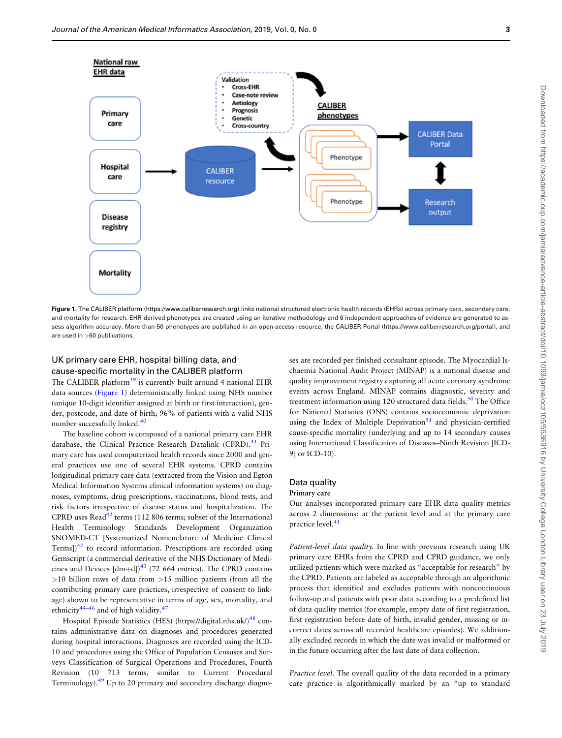Figure 1. The CALIBER platform (https://www.caliberresearch.org) links national structured electronic health records (EHRs) across primary care, secondary care, and mortality for research. EHR-derived phenotypes are created using an iterative methodology and 6 independent approaches of evidence are generated to assess algorithm accuracy. More than 50 phenotypes are published in an open-access resource, the CALIBER Portal (https://www.caliberresearch.org/portal), and are used in >60 publications.

## UK primary care EHR, hospital billing data, and cause-specific mortality in the CALIBER platform

The CALIBER platform[39] is currently built around 4 national EHR data sources (Figure 1) deterministically linked using NHS number (unique 10-digit identifier assigned at birth or first interaction), gender, postcode, and date of birth; 96% of patients with a valid NHS number successfully linked.[40]

The baseline cohort is composed of a national primary care EHR database, the Clinical Practice Research Datalink (CPRD).[41] Primary care has used computerized health records since 2000 and general practices use one of several EHR systems. CPRD contains longitudinal primary care data (extracted from the Vision and Egton Medical Information Systems clinical information systems) on diagnoses, symptoms, drug prescriptions, vaccinations, blood tests, and risk factors irrespective of disease status and hospitalization. The CPRD uses Read[42] terms (112 806 terms; subset of the International Health Terminology Standards Development Organization SNOMED-CT [Systematized Nomenclature of Medicine Clinical Terms])[42] to record information. Prescriptions are recorded using Gemscript (a commercial derivative of the NHS Dictionary of Medicines and Devices [dm+d])[43] (72 664 entries). The CPRD contains >10 billion rows of data from >15 million patients (from all the contributing primary care practices, irrespective of consent to linkage) shown to be representative in terms of age, sex, mortality, and ethnicity[44–46] and of high validity.[47]

Hospital Episode Statistics (HES) (https://digital.nhs.uk/)[48] contains administrative data on diagnoses and procedures generated during hospital interactions. Diagnoses are recorded using the ICD-10 and procedures using the Office of Population Censuses and Surveys Classification of Surgical Operations and Procedures, Fourth Revision (10 713 terms, similar to Current Procedural Terminology).[49] Up to 20 primary and secondary discharge diagnoses are recorded per finished consultant episode. The Myocardial Ischaemia National Audit Project (MINAP) is a national disease and quality improvement registry capturing all acute coronary syndrome events across England. MINAP contains diagnostic, severity and treatment information using 120 structured data fields.[50] The Office for National Statistics (ONS) contains socioeconomic deprivation using the Index of Multiple Deprivation[51] and physician-certified cause-specific mortality (underlying and up to 14 secondary causes using International Classification of Diseases–Ninth Revision [ICD-9] or ICD-10).

## Data quality

### Primary care

Our analyses incorporated primary care EHR data quality metrics across 2 dimensions: at the patient level and at the primary care practice level.[41]

*Patient-level data quality.* In line with previous research using UK primary care EHRs from the CPRD and CPRD guidance, we only utilized patients which were marked as "acceptable for research" by the CPRD. Patients are labeled as acceptable through an algorithmic process that identified and excludes patients with noncontinuous follow-up and patients with poor data according to a predefined list of data quality metrics (for example, empty date of first registration, first registration before date of birth, invalid gender, missing or incorrect dates across all recorded healthcare episodes). We additionally excluded records in which the date was invalid or malformed or in the future occurring after the last date of data collection.

*Practice level.* The overall quality of the data recorded in a primary care practice is algorithmically marked by an "up to standard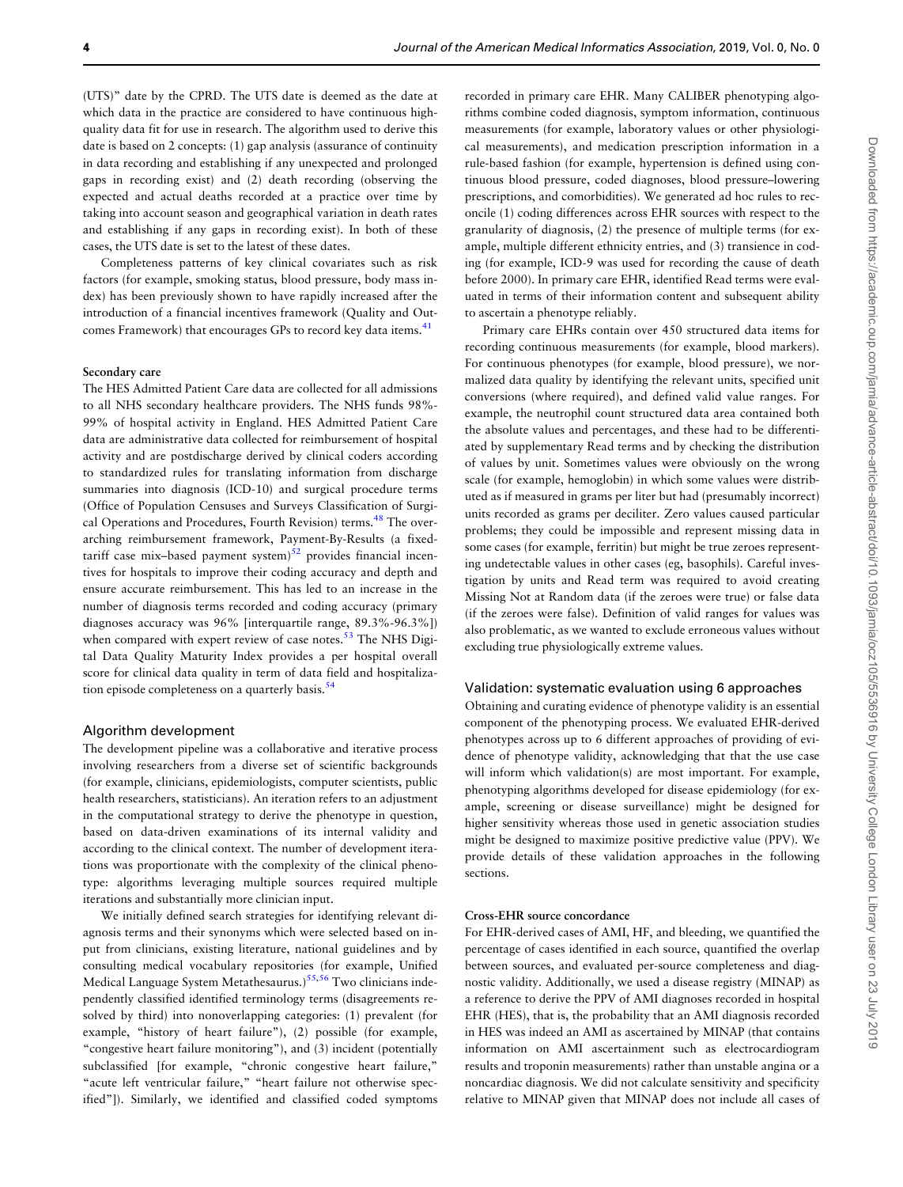(UTS)" date by the CPRD. The UTS date is deemed as the date at which data in the practice are considered to have continuous high-quality data fit for use in research. The algorithm used to derive this date is based on 2 concepts: (1) gap analysis (assurance of continuity in data recording and establishing if any unexpected and prolonged gaps in recording exist) and (2) death recording (observing the expected and actual deaths recorded at a practice over time by taking into account season and geographical variation in death rates and establishing if any gaps in recording exist). In both of these cases, the UTS date is set to the latest of these dates.

Completeness patterns of key clinical covariates such as risk factors (for example, smoking status, blood pressure, body mass index) has been previously shown to have rapidly increased after the introduction of a financial incentives framework (Quality and Outcomes Framework) that encourages GPs to record key data items.[41]

#### Secondary care

The HES Admitted Patient Care data are collected for all admissions to all NHS secondary healthcare providers. The NHS funds 98%-99% of hospital activity in England. HES Admitted Patient Care data are administrative data collected for reimbursement of hospital activity and are postdischarge derived by clinical coders according to standardized rules for translating information from discharge summaries into diagnosis (ICD-10) and surgical procedure terms (Office of Population Censuses and Surveys Classification of Surgical Operations and Procedures, Fourth Revision) terms.[48] The overarching reimbursement framework, Payment-By-Results (a fixed-tariff case mix–based payment system)[52] provides financial incentives for hospitals to improve their coding accuracy and depth and ensure accurate reimbursement. This has led to an increase in the number of diagnosis terms recorded and coding accuracy (primary diagnoses accuracy was 96% [interquartile range, 89.3%-96.3%]) when compared with expert review of case notes.[53] The NHS Digital Data Quality Maturity Index provides a per hospital overall score for clinical data quality in term of data field and hospitalization episode completeness on a quarterly basis.[54]

### Algorithm development

The development pipeline was a collaborative and iterative process involving researchers from a diverse set of scientific backgrounds (for example, clinicians, epidemiologists, computer scientists, public health researchers, statisticians). An iteration refers to an adjustment in the computational strategy to derive the phenotype in question, based on data-driven examinations of its internal validity and according to the clinical context. The number of development iterations was proportionate with the complexity of the clinical phenotype: algorithms leveraging multiple sources required multiple iterations and substantially more clinician input.

We initially defined search strategies for identifying relevant diagnosis terms and their synonyms which were selected based on input from clinicians, existing literature, national guidelines and by consulting medical vocabulary repositories (for example, Unified Medical Language System Metathesaurus.)[55,56] Two clinicians independently classified identified terminology terms (disagreements resolved by third) into nonoverlapping categories: (1) prevalent (for example, "history of heart failure"), (2) possible (for example, "congestive heart failure monitoring"), and (3) incident (potentially subclassified [for example, "chronic congestive heart failure," "acute left ventricular failure," "heart failure not otherwise specified"]). Similarly, we identified and classified coded symptoms recorded in primary care EHR. Many CALIBER phenotyping algorithms combine coded diagnosis, symptom information, continuous measurements (for example, laboratory values or other physiological measurements), and medication prescription information in a rule-based fashion (for example, hypertension is defined using continuous blood pressure, coded diagnoses, blood pressure–lowering prescriptions, and comorbidities). We generated ad hoc rules to reconcile (1) coding differences across EHR sources with respect to the granularity of diagnosis, (2) the presence of multiple terms (for example, multiple different ethnicity entries, and (3) transience in coding (for example, ICD-9 was used for recording the cause of death before 2000). In primary care EHR, identified Read terms were evaluated in terms of their information content and subsequent ability to ascertain a phenotype reliably.

Primary care EHRs contain over 450 structured data items for recording continuous measurements (for example, blood markers). For continuous phenotypes (for example, blood pressure), we normalized data quality by identifying the relevant units, specified unit conversions (where required), and defined valid value ranges. For example, the neutrophil count structured data area contained both the absolute values and percentages, and these had to be differentiated by supplementary Read terms and by checking the distribution of values by unit. Sometimes values were obviously on the wrong scale (for example, hemoglobin) in which some values were distributed as if measured in grams per liter but had (presumably incorrect) units recorded as grams per deciliter. Zero values caused particular problems; they could be impossible and represent missing data in some cases (for example, ferritin) but might be true zeroes representing undetectable values in other cases (eg, basophils). Careful investigation by units and Read term was required to avoid creating Missing Not at Random data (if the zeroes were true) or false data (if the zeroes were false). Definition of valid ranges for values was also problematic, as we wanted to exclude erroneous values without excluding true physiologically extreme values.

### Validation: systematic evaluation using 6 approaches

Obtaining and curating evidence of phenotype validity is an essential component of the phenotyping process. We evaluated EHR-derived phenotypes across up to 6 different approaches of providing of evidence of phenotype validity, acknowledging that that the use case will inform which validation(s) are most important. For example, phenotyping algorithms developed for disease epidemiology (for example, screening or disease surveillance) might be designed for higher sensitivity whereas those used in genetic association studies might be designed to maximize positive predictive value (PPV). We provide details of these validation approaches in the following sections.

#### Cross-EHR source concordance

For EHR-derived cases of AMI, HF, and bleeding, we quantified the percentage of cases identified in each source, quantified the overlap between sources, and evaluated per-source completeness and diagnostic validity. Additionally, we used a disease registry (MINAP) as a reference to derive the PPV of AMI diagnoses recorded in hospital EHR (HES), that is, the probability that an AMI diagnosis recorded in HES was indeed an AMI as ascertained by MINAP (that contains information on AMI ascertainment such as electrocardiogram results and troponin measurements) rather than unstable angina or a noncardiac diagnosis. We did not calculate sensitivity and specificity relative to MINAP given that MINAP does not include all cases of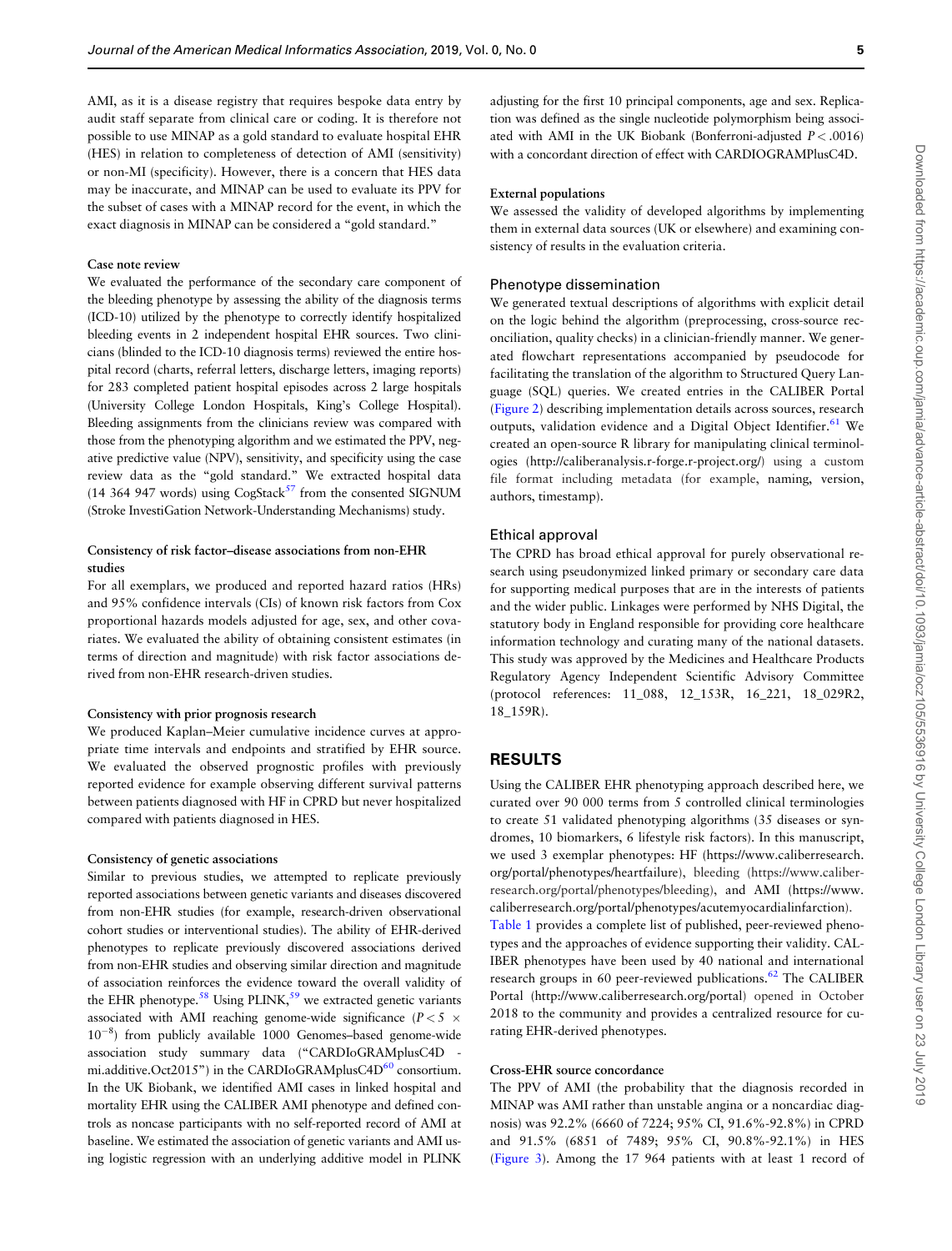AMI, as it is a disease registry that requires bespoke data entry by audit staff separate from clinical care or coding. It is therefore not possible to use MINAP as a gold standard to evaluate hospital EHR (HES) in relation to completeness of detection of AMI (sensitivity) or non-MI (specificity). However, there is a concern that HES data may be inaccurate, and MINAP can be used to evaluate its PPV for the subset of cases with a MINAP record for the event, in which the exact diagnosis in MINAP can be considered a "gold standard."

#### Case note review

We evaluated the performance of the secondary care component of the bleeding phenotype by assessing the ability of the diagnosis terms (ICD-10) utilized by the phenotype to correctly identify hospitalized bleeding events in 2 independent hospital EHR sources. Two clinicians (blinded to the ICD-10 diagnosis terms) reviewed the entire hospital record (charts, referral letters, discharge letters, imaging reports) for 283 completed patient hospital episodes across 2 large hospitals (University College London Hospitals, King's College Hospital). Bleeding assignments from the clinicians review was compared with those from the phenotyping algorithm and we estimated the PPV, negative predictive value (NPV), sensitivity, and specificity using the case review data as the "gold standard." We extracted hospital data (14 364 947 words) using CogStack[57] from the consented SIGNUM (Stroke InvestiGation Network-Understanding Mechanisms) study.

#### Consistency of risk factor–disease associations from non-EHR studies

For all exemplars, we produced and reported hazard ratios (HRs) and 95% confidence intervals (CIs) of known risk factors from Cox proportional hazards models adjusted for age, sex, and other covariates. We evaluated the ability of obtaining consistent estimates (in terms of direction and magnitude) with risk factor associations derived from non-EHR research-driven studies.

#### Consistency with prior prognosis research

We produced Kaplan–Meier cumulative incidence curves at appropriate time intervals and endpoints and stratified by EHR source. We evaluated the observed prognostic profiles with previously reported evidence for example observing different survival patterns between patients diagnosed with HF in CPRD but never hospitalized compared with patients diagnosed in HES.

#### Consistency of genetic associations

Similar to previous studies, we attempted to replicate previously reported associations between genetic variants and diseases discovered from non-EHR studies (for example, research-driven observational cohort studies or interventional studies). The ability of EHR-derived phenotypes to replicate previously discovered associations derived from non-EHR studies and observing similar direction and magnitude of association reinforces the evidence toward the overall validity of the EHR phenotype.[58] Using PLINK,[59] we extracted genetic variants associated with AMI reaching genome-wide significance ($P < 5 \times 10^{-8}$) from publicly available 1000 Genomes–based genome-wide association study summary data ("CARDIoGRAMplusC4D - mi.additive.Oct2015") in the CARDIoGRAMplusC4D[60] consortium. In the UK Biobank, we identified AMI cases in linked hospital and mortality EHR using the CALIBER AMI phenotype and defined controls as noncase participants with no self-reported record of AMI at baseline. We estimated the association of genetic variants and AMI using logistic regression with an underlying additive model in PLINK adjusting for the first 10 principal components, age and sex. Replication was defined as the single nucleotide polymorphism being associated with AMI in the UK Biobank (Bonferroni-adjusted $P < .0016$) with a concordant direction of effect with CARDIOGRAMPlusC4D.

#### External populations

We assessed the validity of developed algorithms by implementing them in external data sources (UK or elsewhere) and examining consistency of results in the evaluation criteria.

### Phenotype dissemination

We generated textual descriptions of algorithms with explicit detail on the logic behind the algorithm (preprocessing, cross-source reconciliation, quality checks) in a clinician-friendly manner. We generated flowchart representations accompanied by pseudocode for facilitating the translation of the algorithm to Structured Query Language (SQL) queries. We created entries in the CALIBER Portal (Figure 2) describing implementation details across sources, research outputs, validation evidence and a Digital Object Identifier.[61] We created an open-source R library for manipulating clinical terminologies (http://caliberanalysis.r-forge.r-project.org/) using a custom file format including metadata (for example, naming, version, authors, timestamp).

### Ethical approval

The CPRD has broad ethical approval for purely observational research using pseudonymized linked primary or secondary care data for supporting medical purposes that are in the interests of patients and the wider public. Linkages were performed by NHS Digital, the statutory body in England responsible for providing core healthcare information technology and curating many of the national datasets. This study was approved by the Medicines and Healthcare Products Regulatory Agency Independent Scientific Advisory Committee (protocol references: 11_088, 12_153R, 16_221, 18_029R2, 18_159R).

## RESULTS

Using the CALIBER EHR phenotyping approach described here, we curated over 90 000 terms from 5 controlled clinical terminologies to create 51 validated phenotyping algorithms (35 diseases or syndromes, 10 biomarkers, 6 lifestyle risk factors). In this manuscript, we used 3 exemplar phenotypes: HF (https://www.caliberresearch.org/portal/phenotypes/heartfailure), bleeding (https://www.caliberresearch.org/portal/phenotypes/bleeding), and AMI (https://www.caliberresearch.org/portal/phenotypes/acutemyocardialinfarction). Table 1 provides a complete list of published, peer-reviewed phenotypes and the approaches of evidence supporting their validity. CALIBER phenotypes have been used by 40 national and international research groups in 60 peer-reviewed publications.[62] The CALIBER Portal (http://www.caliberresearch.org/portal) opened in October 2018 to the community and provides a centralized resource for curating EHR-derived phenotypes.

#### Cross-EHR source concordance

The PPV of AMI (the probability that the diagnosis recorded in MINAP was AMI rather than unstable angina or a noncardiac diagnosis) was 92.2% (6660 of 7224; 95% CI, 91.6%-92.8%) in CPRD and 91.5% (6851 of 7489; 95% CI, 90.8%-92.1%) in HES (Figure 3). Among the 17 964 patients with at least 1 record of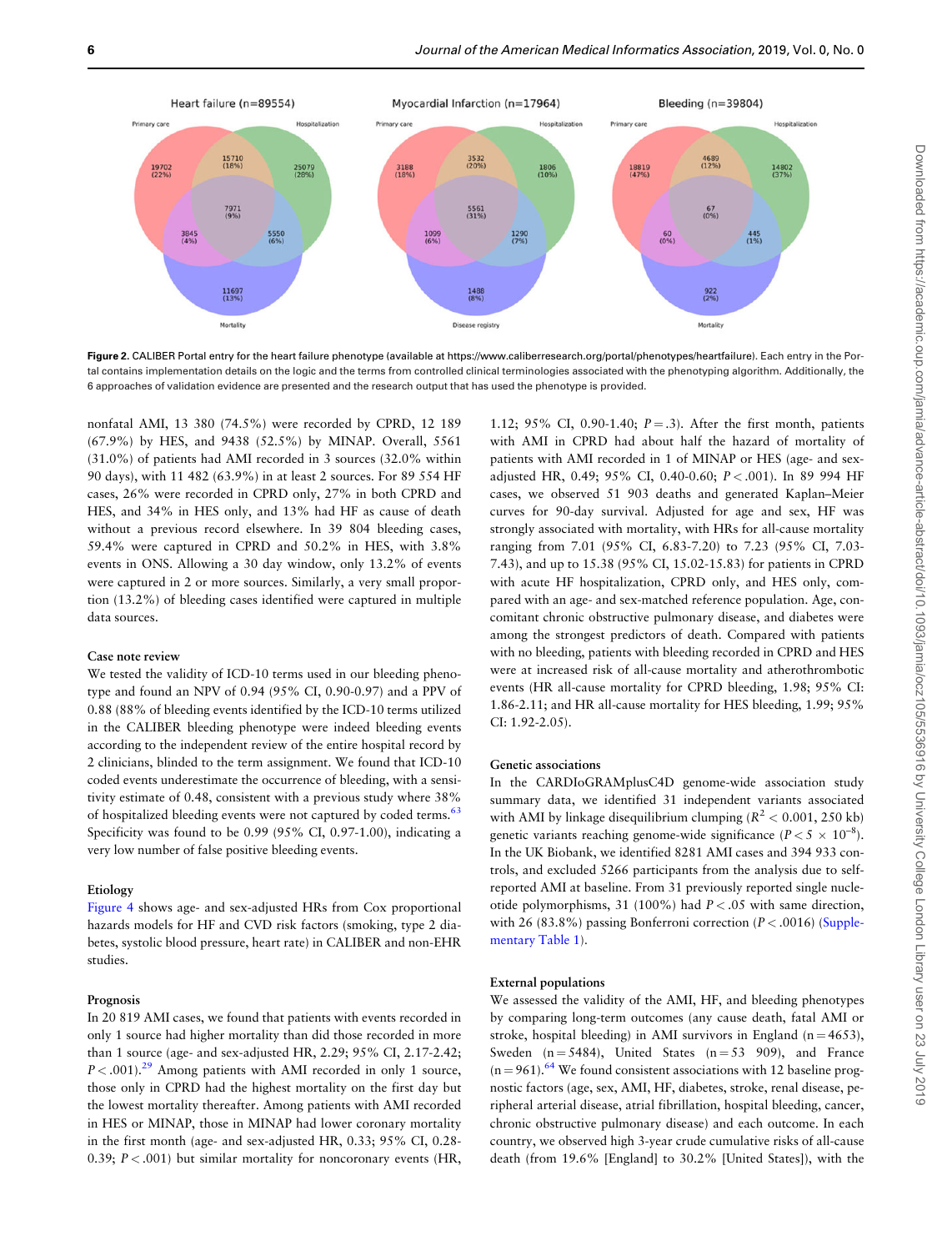Figure 2. CALIBER Portal entry for the heart failure phenotype (available at https://www.caliberresearch.org/portal/phenotypes/heartfailure). Each entry in the Portal contains implementation details on the logic and the terms from controlled clinical terminologies associated with the phenotyping algorithm. Additionally, the 6 approaches of validation evidence are presented and the research output that has used the phenotype is provided.

nonfatal AMI, 13 380 (74.5%) were recorded by CPRD, 12 189 (67.9%) by HES, and 9438 (52.5%) by MINAP. Overall, 5561 (31.0%) of patients had AMI recorded in 3 sources (32.0% within 90 days), with 11 482 (63.9%) in at least 2 sources. For 89 554 HF cases, 26% were recorded in CPRD only, 27% in both CPRD and HES, and 34% in HES only, and 13% had HF as cause of death without a previous record elsewhere. In 39 804 bleeding cases, 59.4% were captured in CPRD and 50.2% in HES, with 3.8% events in ONS. Allowing a 30 day window, only 13.2% of events were captured in 2 or more sources. Similarly, a very small proportion (13.2%) of bleeding cases identified were captured in multiple data sources.

### Case note review

We tested the validity of ICD-10 terms used in our bleeding phenotype and found an NPV of 0.94 (95% CI, 0.90-0.97) and a PPV of 0.88 (88% of bleeding events identified by the ICD-10 terms utilized in the CALIBER bleeding phenotype were indeed bleeding events according to the independent review of the entire hospital record by 2 clinicians, blinded to the term assignment. We found that ICD-10 coded events underestimate the occurrence of bleeding, with a sensitivity estimate of 0.48, consistent with a previous study where 38% of hospitalized bleeding events were not captured by coded terms.[63] Specificity was found to be 0.99 (95% CI, 0.97-1.00), indicating a very low number of false positive bleeding events.

### Etiology

Figure 4 shows age- and sex-adjusted HRs from Cox proportional hazards models for HF and CVD risk factors (smoking, type 2 diabetes, systolic blood pressure, heart rate) in CALIBER and non-EHR studies.

### Prognosis

In 20 819 AMI cases, we found that patients with events recorded in only 1 source had higher mortality than did those recorded in more than 1 source (age- and sex-adjusted HR, 2.29; 95% CI, 2.17-2.42; $P < .001$).[29] Among patients with AMI recorded in only 1 source, those only in CPRD had the highest mortality on the first day but the lowest mortality thereafter. Among patients with AMI recorded in HES or MINAP, those in MINAP had lower coronary mortality in the first month (age- and sex-adjusted HR, 0.33; 95% CI, 0.28-0.39; $P < .001$) but similar mortality for noncoronary events (HR, 1.12; 95% CI, 0.90-1.40; $P = .3$). After the first month, patients with AMI in CPRD had about half the hazard of mortality of patients with AMI recorded in 1 of MINAP or HES (age- and sex-adjusted HR, 0.49; 95% CI, 0.40-0.60; $P < .001$). In 89 994 HF cases, we observed 51 903 deaths and generated Kaplan–Meier curves for 90-day survival. Adjusted for age and sex, HF was strongly associated with mortality, with HRs for all-cause mortality ranging from 7.01 (95% CI, 6.83-7.20) to 7.23 (95% CI, 7.03-7.43), and up to 15.38 (95% CI, 15.02-15.83) for patients in CPRD with acute HF hospitalization, CPRD only, and HES only, compared with an age- and sex-matched reference population. Age, concomitant chronic obstructive pulmonary disease, and diabetes were among the strongest predictors of death. Compared with patients with no bleeding, patients with bleeding recorded in CPRD and HES were at increased risk of all-cause mortality and atherothrombotic events (HR all-cause mortality for CPRD bleeding, 1.98; 95% CI: 1.86-2.11; and HR all-cause mortality for HES bleeding, 1.99; 95% CI: 1.92-2.05).

### Genetic associations

In the CARDIoGRAMplusC4D genome-wide association study summary data, we identified 31 independent variants associated with AMI by linkage disequilibrium clumping ($R^2 < 0.001$, 250 kb) genetic variants reaching genome-wide significance ($P < 5 \times 10^{-8}$). In the UK Biobank, we identified 8281 AMI cases and 394 933 controls, and excluded 5266 participants from the analysis due to self-reported AMI at baseline. From 31 previously reported single nucleotide polymorphisms, 31 (100%) had $P < .05$ with same direction, with 26 (83.8%) passing Bonferroni correction ($P < .0016$) (Supplementary Table 1).

### External populations

We assessed the validity of the AMI, HF, and bleeding phenotypes by comparing long-term outcomes (any cause death, fatal AMI or stroke, hospital bleeding) in AMI survivors in England (n = 4653), Sweden (n = 5484), United States (n = 53 909), and France (n = 961).[64] We found consistent associations with 12 baseline prognostic factors (age, sex, AMI, HF, diabetes, stroke, renal disease, peripheral arterial disease, atrial fibrillation, hospital bleeding, cancer, chronic obstructive pulmonary disease) and each outcome. In each country, we observed high 3-year crude cumulative risks of all-cause death (from 19.6% [England] to 30.2% [United States]), with the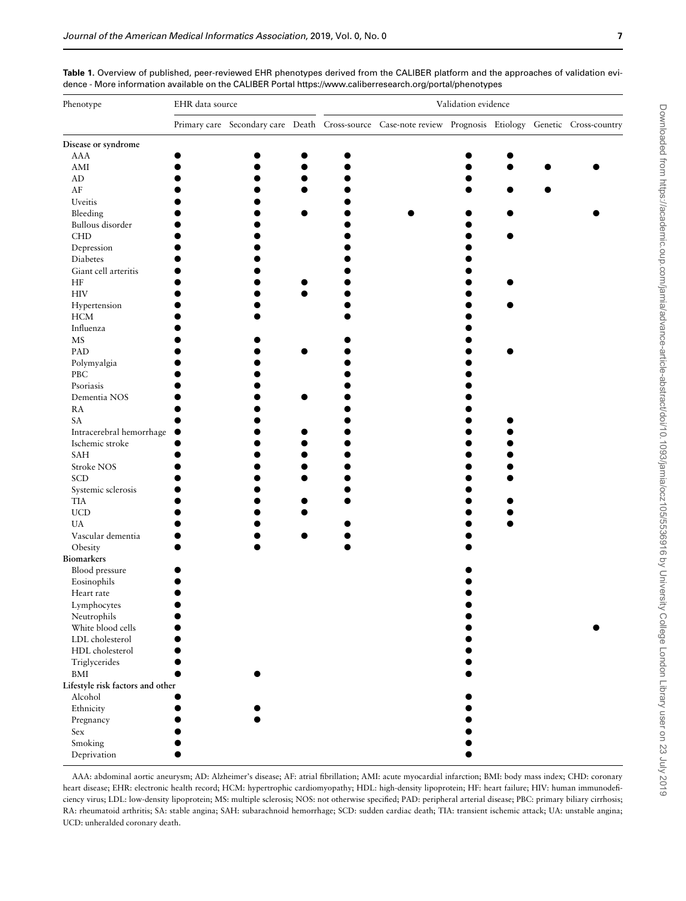**Table 1.** Overview of published, peer-reviewed EHR phenotypes derived from the CALIBER platform and the approaches of validation evidence - More information available on the CALIBER Portal https://www.caliberresearch.org/portal/phenotypes

| Phenotype | EHR data source | | | Validation evidence | | | | | |
|---|---|---|---|---|---|---|---|---|---|
| | Primary care | Secondary care | Death | Cross-source | Case-note review | Prognosis | Etiology | Genetic | Cross-country |
| **Disease or syndrome** | | | | | | | | | |
| AAA | ● | ● | ● | ● | | ● | ● | | |
| AMI | ● | ● | ● | ● | | ● | ● | ● | ● |
| AD | ● | ● | ● | ● | | ● | | | |
| AF | ● | ● | ● | ● | | ● | ● | ● | |
| Uveitis | ● | ● | | ● | | | | | |
| Bleeding | ● | ● | ● | ● | ● | ● | ● | | ● |
| Bullous disorder | ● | ● | | ● | | ● | | | |
| CHD | ● | ● | | ● | | ● | ● | | |
| Depression | ● | ● | | ● | | ● | | | |
| Diabetes | ● | ● | | ● | | ● | | | |
| Giant cell arteritis | ● | ● | | ● | | ● | | | |
| HF | ● | ● | ● | ● | | ● | ● | | |
| HIV | ● | ● | ● | ● | | ● | | | |
| Hypertension | ● | ● | | ● | | ● | ● | | |
| HCM | ● | ● | | ● | | ● | | | |
| Influenza | ● | | | | | ● | | | |
| MS | ● | ● | | ● | | ● | | | |
| PAD | ● | ● | ● | ● | | ● | ● | | |
| Polymyalgia | ● | ● | | ● | | ● | | | |
| PBC | ● | ● | | ● | | ● | | | |
| Psoriasis | ● | ● | | ● | | ● | | | |
| Dementia NOS | ● | ● | ● | ● | | ● | | | |
| RA | ● | ● | | ● | | ● | | | |
| SA | ● | ● | | ● | | ● | ● | | |
| Intracerebral hemorrhage | ● | ● | ● | ● | | ● | ● | | |
| Ischemic stroke | ● | ● | ● | ● | | ● | ● | | |
| SAH | ● | ● | ● | ● | | ● | ● | | |
| Stroke NOS | ● | ● | ● | ● | | ● | ● | | |
| SCD | ● | ● | ● | ● | | ● | ● | | |
| Systemic sclerosis | ● | ● | | ● | | ● | | | |
| TIA | ● | ● | ● | ● | | ● | ● | | |
| UCD | ● | ● | ● | | | ● | ● | | |
| UA | ● | ● | | ● | | ● | ● | | |
| Vascular dementia | ● | ● | ● | ● | | ● | | | |
| Obesity | ● | ● | | ● | | ● | | | |
| **Biomarkers** | | | | | | | | | |
| Blood pressure | ● | | | | | ● | | | |
| Eosinophils | ● | | | | | ● | | | |
| Heart rate | ● | | | | | ● | | | |
| Lymphocytes | ● | | | | | ● | | | |
| Neutrophils | ● | | | | | ● | | | |
| White blood cells | ● | | | | | ● | | | ● |
| LDL cholesterol | ● | | | | | ● | | | |
| HDL cholesterol | ● | | | | | ● | | | |
| Triglycerides | ● | | | | | ● | | | |
| BMI | ● | ● | | | | ● | | | |
| **Lifestyle risk factors and other** | | | | | | | | | |
| Alcohol | ● | | | | | ● | | | |
| Ethnicity | ● | ● | | | | ● | | | |
| Pregnancy | ● | ● | | | | ● | | | |
| Sex | ● | | | | | ● | | | |
| Smoking | ● | | | | | ● | | | |
| Deprivation | ● | | | | | ● | | | |

AAA: abdominal aortic aneurysm; AD: Alzheimer's disease; AF: atrial fibrillation; AMI: acute myocardial infarction; BMI: body mass index; CHD: coronary heart disease; EHR: electronic health record; HCM: hypertrophic cardiomyopathy; HDL: high-density lipoprotein; HF: heart failure; HIV: human immunodeficiency virus; LDL: low-density lipoprotein; MS: multiple sclerosis; NOS: not otherwise specified; PAD: peripheral arterial disease; PBC: primary biliary cirrhosis; RA: rheumatoid arthritis; SA: stable angina; SAH: subarachnoid hemorrhage; SCD: sudden cardiac death; TIA: transient ischemic attack; UA: unstable angina; UCD: unheralded coronary death.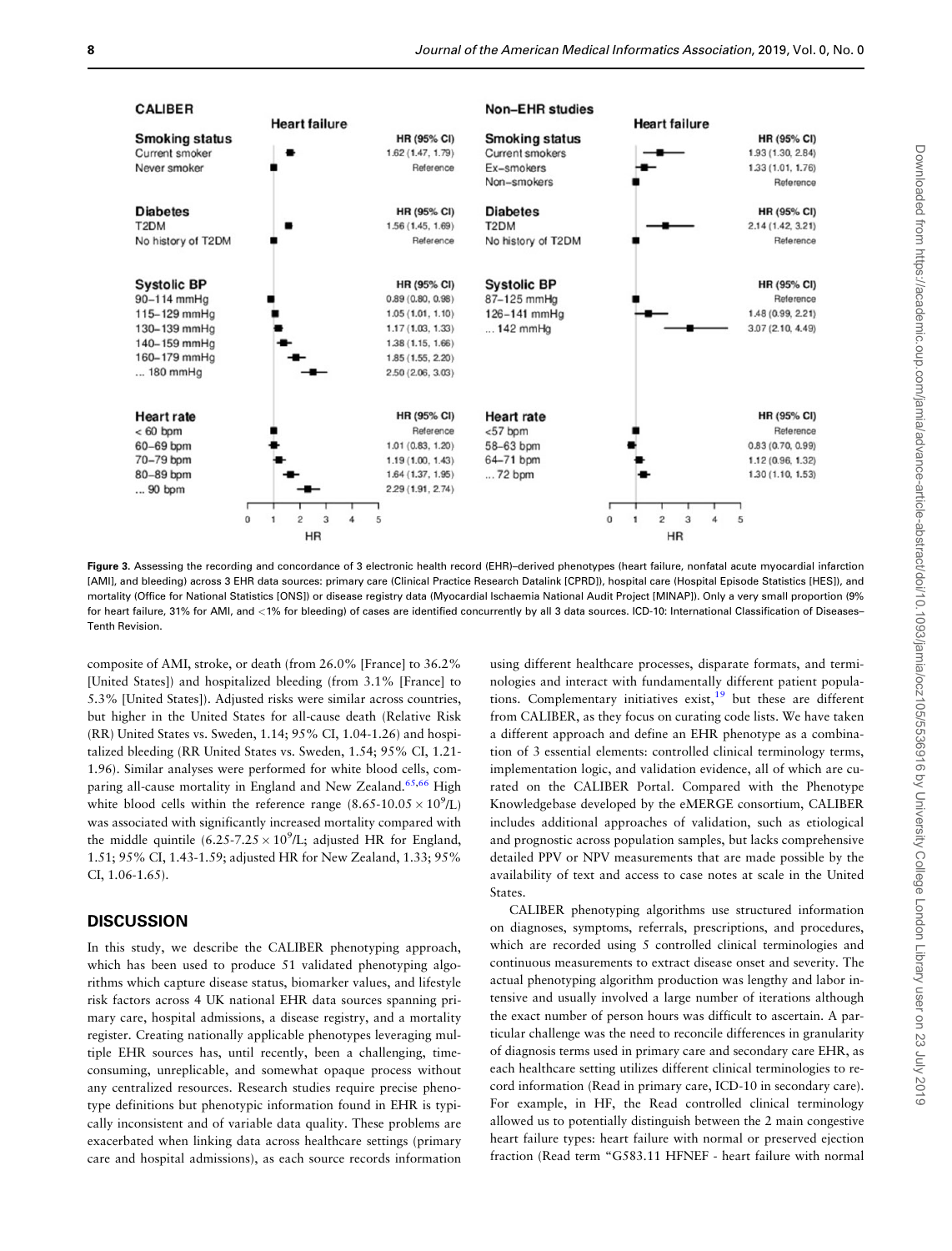**CALIBER**

**Heart failure**

| Smoking status | HR (95% CI) |
|---|---|
| Current smoker | 1.62 (1.47, 1.79) |
| Never smoker | Reference |

| Diabetes | HR (95% CI) |
|---|---|
| T2DM | 1.56 (1.45, 1.69) |
| No history of T2DM | Reference |

| Systolic BP | HR (95% CI) |
|---|---|
| 90–114 mmHg | 0.89 (0.80, 0.98) |
| 115–129 mmHg | 1.05 (1.01, 1.10) |
| 130–139 mmHg | 1.17 (1.03, 1.33) |
| 140–159 mmHg | 1.38 (1.15, 1.66) |
| 160–179 mmHg | 1.85 (1.55, 2.20) |
| ... 180 mmHg | 2.50 (2.06, 3.03) |

| Heart rate | HR (95% CI) |
|---|---|
| < 60 bpm | Reference |
| 60–69 bpm | 1.01 (0.83, 1.20) |
| 70–79 bpm | 1.19 (1.00, 1.43) |
| 80–89 bpm | 1.64 (1.37, 1.95) |
| ... 90 bpm | 2.29 (1.91, 2.74) |

**Non-EHR studies**

**Heart failure**

| Smoking status | HR (95% CI) |
|---|---|
| Current smokers | 1.93 (1.30, 2.84) |
| Ex-smokers | 1.33 (1.01, 1.76) |
| Non-smokers | Reference |

| Diabetes | HR (95% CI) |
|---|---|
| T2DM | 2.14 (1.42, 3.21) |
| No history of T2DM | Reference |

| Systolic BP | HR (95% CI) |
|---|---|
| 87–125 mmHg | Reference |
| 126–141 mmHg | 1.48 (0.99, 2.21) |
| ... 142 mmHg | 3.07 (2.10, 4.49) |

| Heart rate | HR (95% CI) |
|---|---|
| <57 bpm | Reference |
| 58–63 bpm | 0.83 (0.70, 0.99) |
| 64–71 bpm | 1.12 (0.96, 1.32) |
| ... 72 bpm | 1.30 (1.10, 1.53) |

**Figure 3.** Assessing the recording and concordance of 3 electronic health record (EHR)–derived phenotypes (heart failure, nonfatal acute myocardial infarction [AMI], and bleeding) across 3 EHR data sources: primary care (Clinical Practice Research Datalink [CPRD]), hospital care (Hospital Episode Statistics [HES]), and mortality (Office for National Statistics [ONS]) or disease registry data (Myocardial Ischaemia National Audit Project [MINAP]). Only a very small proportion (9% for heart failure, 31% for AMI, and <1% for bleeding) of cases are identified concurrently by all 3 data sources. ICD-10: International Classification of Diseases–Tenth Revision.

composite of AMI, stroke, or death (from 26.0% [France] to 36.2% [United States]) and hospitalized bleeding (from 3.1% [France] to 5.3% [United States]). Adjusted risks were similar across countries, but higher in the United States for all-cause death (Relative Risk (RR) United States vs. Sweden, 1.14; 95% CI, 1.04-1.26) and hospitalized bleeding (RR United States vs. Sweden, 1.54; 95% CI, 1.21-1.96). Similar analyses were performed for white blood cells, comparing all-cause mortality in England and New Zealand.[65,66] High white blood cells within the reference range ($8.65\text{-}10.05 \times 10^9$/L) was associated with significantly increased mortality compared with the middle quintile ($6.25\text{-}7.25 \times 10^9$/L; adjusted HR for England, 1.51; 95% CI, 1.43-1.59; adjusted HR for New Zealand, 1.33; 95% CI, 1.06-1.65).

## DISCUSSION

In this study, we describe the CALIBER phenotyping approach, which has been used to produce 51 validated phenotyping algorithms which capture disease status, biomarker values, and lifestyle risk factors across 4 UK national EHR data sources spanning primary care, hospital admissions, a disease registry, and a mortality register. Creating nationally applicable phenotypes leveraging multiple EHR sources has, until recently, been a challenging, time-consuming, unreplicable, and somewhat opaque process without any centralized resources. Research studies require precise phenotype definitions but phenotypic information found in EHR is typically inconsistent and of variable data quality. These problems are exacerbated when linking data across healthcare settings (primary care and hospital admissions), as each source records information using different healthcare processes, disparate formats, and terminologies and interact with fundamentally different patient populations. Complementary initiatives exist,[19] but these are different from CALIBER, as they focus on curating code lists. We have taken a different approach and define an EHR phenotype as a combination of 3 essential elements: controlled clinical terminology terms, implementation logic, and validation evidence, all of which are curated on the CALIBER Portal. Compared with the Phenotype Knowledgebase developed by the eMERGE consortium, CALIBER includes additional approaches of validation, such as etiological and prognostic across population samples, but lacks comprehensive detailed PPV or NPV measurements that are made possible by the availability of text and access to case notes at scale in the United States.

CALIBER phenotyping algorithms use structured information on diagnoses, symptoms, referrals, prescriptions, and procedures, which are recorded using 5 controlled clinical terminologies and continuous measurements to extract disease onset and severity. The actual phenotyping algorithm production was lengthy and labor intensive and usually involved a large number of iterations although the exact number of person hours was difficult to ascertain. A particular challenge was the need to reconcile differences in granularity of diagnosis terms used in primary care and secondary care EHR, as each healthcare setting utilizes different clinical terminologies to record information (Read in primary care, ICD-10 in secondary care). For example, in HF, the Read controlled clinical terminology allowed us to potentially distinguish between the 2 main congestive heart failure types: heart failure with normal or preserved ejection fraction (Read term "G583.11 HFNEF - heart failure with normal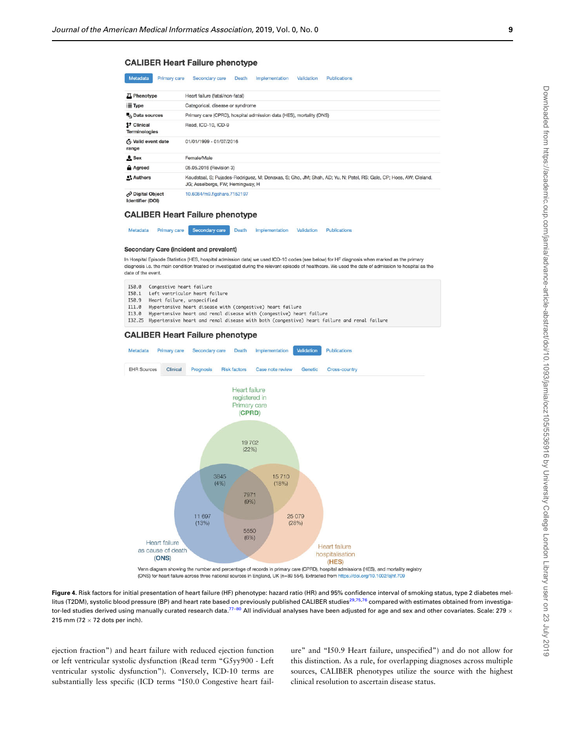## CALIBER Heart Failure phenotype

Metadata | Primary care | Secondary care | Death | Implementation | Validation | Publications

| | |
|---|---|
| Phenotype | Heart failure (fatal/non-fatal) |
| Type | Categorical, disease or syndrome |
| Data sources | Primary care (CPRD), hospital admission data (HES), mortality (ONS) |
| Clinical Terminologies | Read, ICD-10, ICD-9 |
| Valid event date range | 01/01/1999 - 01/07/2016 |
| Sex | Female/Male |
| Agreed | 05.05.2016 (Revision 3) |
| Authors | Koudstaal, S; Pujades-Rodriguez, M; Denaxas, S; Gho, JM; Shah, AD; Yu, N; Patel, RS; Gale, CP; Hoes, AW; Cleland, JG; Asselbergs, FW; Hemingway, H |
| Digital Object Identifier (DOI) | 10.6084/m9.figshare.7152197 |

## CALIBER Heart Failure phenotype

Metadata | Primary care | Secondary care | Death | Implementation | Validation | Publications

### Secondary Care (incident and prevalent)

In Hospital Episode Statistics (HES, hospital admission data) we used ICD-10 codes (see below) for HF diagnosis when marked as the primary diagnosis i.e. the main condition treated or investigated during the relevant episode of healthcare. We used the date of admission to hospital as the date of the event.

```
I50.0   Congestive heart failure
I50.1   Left ventricular heart failure
I50.9   Heart failure, unspecified
I11.0   Hypertensive heart disease with (congestive) heart failure
I13.0   Hypertensive heart and renal disease with (congestive) heart failure
I13.25  Hypertensive heart and renal disease with both (congestive) heart failure and renal failure
```

## CALIBER Heart Failure phenotype

Metadata | Primary care | Secondary care | Death | Implementation | Validation | Publications

EHR Sources | Clinical | Prognosis | Risk factors | Case note review | Genetic | Cross-country

Heart failure registered in Primary care (CPRD): 19 702 (22%)
CPRD & ONS: 3845 (4%)
CPRD & HES: 15 710 (18%)
CPRD & ONS & HES: 7971 (9%)
Heart failure as cause of death (ONS): 11 697 (13%)
Heart failure hospitalisation (HES): 25 079 (28%)
ONS & HES: 5550 (6%)

Venn diagram showing the number and percentage of records in primary care (CPRD), hospital admissions (HES), and mortality registry (ONS) for heart failure across three national sources in England, UK (n=89 554). Extracted from https://doi.org/10.1002/ejhf.709

**Figure 4.** Risk factors for initial presentation of heart failure (HF) phenotype: hazard ratio (HR) and 95% confidence interval of smoking status, type 2 diabetes mellitus (T2DM), systolic blood pressure (BP) and heart rate based on previously published CALIBER studies[29,75,76] compared with estimates obtained from investigator-led studies derived using manually curated research data.[77–80] All individual analyses have been adjusted for age and sex and other covariates. Scale: 279 × 215 mm (72 × 72 dots per inch).

ejection fraction") and heart failure with reduced ejection function or left ventricular systolic dysfunction (Read term "G5yy900 - Left ventricular systolic dysfunction"). Conversely, ICD-10 terms are substantially less specific (ICD terms "I50.0 Congestive heart failure" and "I50.9 Heart failure, unspecified") and do not allow for this distinction. As a rule, for overlapping diagnoses across multiple sources, CALIBER phenotypes utilize the source with the highest clinical resolution to ascertain disease status.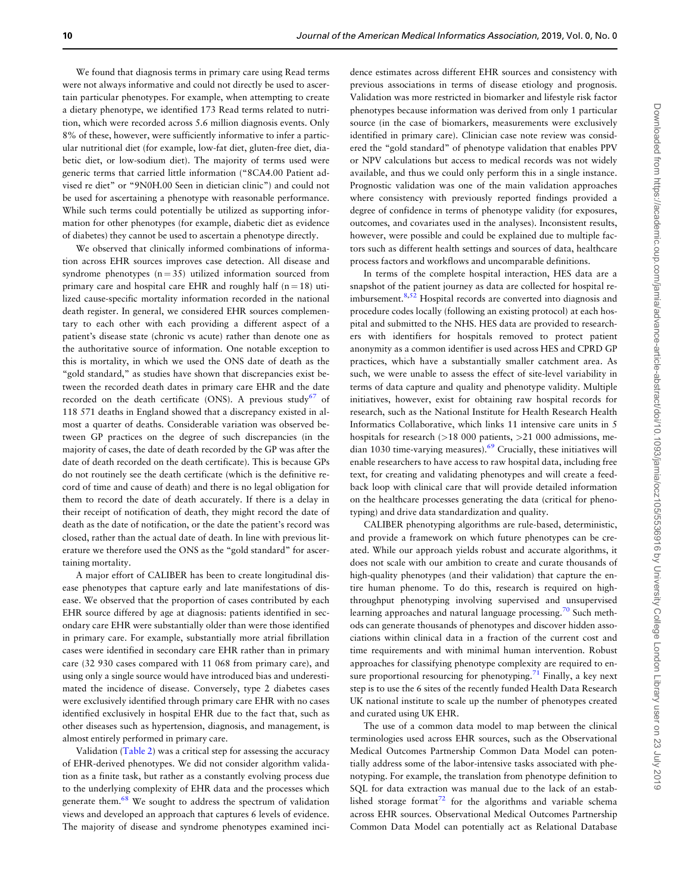We found that diagnosis terms in primary care using Read terms were not always informative and could not directly be used to ascertain particular phenotypes. For example, when attempting to create a dietary phenotype, we identified 173 Read terms related to nutrition, which were recorded across 5.6 million diagnosis events. Only 8% of these, however, were sufficiently informative to infer a particular nutritional diet (for example, low-fat diet, gluten-free diet, diabetic diet, or low-sodium diet). The majority of terms used were generic terms that carried little information ("8CA4.00 Patient advised re diet" or "9N0H.00 Seen in dietician clinic") and could not be used for ascertaining a phenotype with reasonable performance. While such terms could potentially be utilized as supporting information for other phenotypes (for example, diabetic diet as evidence of diabetes) they cannot be used to ascertain a phenotype directly.

We observed that clinically informed combinations of information across EHR sources improves case detection. All disease and syndrome phenotypes (n = 35) utilized information sourced from primary care and hospital care EHR and roughly half (n = 18) utilized cause-specific mortality information recorded in the national death register. In general, we considered EHR sources complementary to each other with each providing a different aspect of a patient's disease state (chronic vs acute) rather than denote one as the authoritative source of information. One notable exception to this is mortality, in which we used the ONS date of death as the "gold standard," as studies have shown that discrepancies exist between the recorded death dates in primary care EHR and the date recorded on the death certificate (ONS). A previous study[67] of 118 571 deaths in England showed that a discrepancy existed in almost a quarter of deaths. Considerable variation was observed between GP practices on the degree of such discrepancies (in the majority of cases, the date of death recorded by the GP was after the date of death recorded on the death certificate). This is because GPs do not routinely see the death certificate (which is the definitive record of time and cause of death) and there is no legal obligation for them to record the date of death accurately. If there is a delay in their receipt of notification of death, they might record the date of death as the date of notification, or the date the patient's record was closed, rather than the actual date of death. In line with previous literature we therefore used the ONS as the "gold standard" for ascertaining mortality.

A major effort of CALIBER has been to create longitudinal disease phenotypes that capture early and late manifestations of disease. We observed that the proportion of cases contributed by each EHR source differed by age at diagnosis: patients identified in secondary care EHR were substantially older than were those identified in primary care. For example, substantially more atrial fibrillation cases were identified in secondary care EHR rather than in primary care (32 930 cases compared with 11 068 from primary care), and using only a single source would have introduced bias and underestimated the incidence of disease. Conversely, type 2 diabetes cases were exclusively identified through primary care EHR with no cases identified exclusively in hospital EHR due to the fact that, such as other diseases such as hypertension, diagnosis, and management, is almost entirely performed in primary care.

Validation (Table 2) was a critical step for assessing the accuracy of EHR-derived phenotypes. We did not consider algorithm validation as a finite task, but rather as a constantly evolving process due to the underlying complexity of EHR data and the processes which generate them.[68] We sought to address the spectrum of validation views and developed an approach that captures 6 levels of evidence. The majority of disease and syndrome phenotypes examined incidence estimates across different EHR sources and consistency with previous associations in terms of disease etiology and prognosis. Validation was more restricted in biomarker and lifestyle risk factor phenotypes because information was derived from only 1 particular source (in the case of biomarkers, measurements were exclusively identified in primary care). Clinician case note review was considered the "gold standard" of phenotype validation that enables PPV or NPV calculations but access to medical records was not widely available, and thus we could only perform this in a single instance. Prognostic validation was one of the main validation approaches where consistency with previously reported findings provided a degree of confidence in terms of phenotype validity (for exposures, outcomes, and covariates used in the analyses). Inconsistent results, however, were possible and could be explained due to multiple factors such as different health settings and sources of data, healthcare process factors and workflows and uncomparable definitions.

In terms of the complete hospital interaction, HES data are a snapshot of the patient journey as data are collected for hospital reimbursement.[8,52] Hospital records are converted into diagnosis and procedure codes locally (following an existing protocol) at each hospital and submitted to the NHS. HES data are provided to researchers with identifiers for hospitals removed to protect patient anonymity as a common identifier is used across HES and CPRD GP practices, which have a substantially smaller catchment area. As such, we were unable to assess the effect of site-level variability in terms of data capture and quality and phenotype validity. Multiple initiatives, however, exist for obtaining raw hospital records for research, such as the National Institute for Health Research Health Informatics Collaborative, which links 11 intensive care units in 5 hospitals for research (>18 000 patients, >21 000 admissions, median 1030 time-varying measures).[69] Crucially, these initiatives will enable researchers to have access to raw hospital data, including free text, for creating and validating phenotypes and will create a feedback loop with clinical care that will provide detailed information on the healthcare processes generating the data (critical for phenotyping) and drive data standardization and quality.

CALIBER phenotyping algorithms are rule-based, deterministic, and provide a framework on which future phenotypes can be created. While our approach yields robust and accurate algorithms, it does not scale with our ambition to create and curate thousands of high-quality phenotypes (and their validation) that capture the entire human phenome. To do this, research is required on high-throughput phenotyping involving supervised and unsupervised learning approaches and natural language processing.[70] Such methods can generate thousands of phenotypes and discover hidden associations within clinical data in a fraction of the current cost and time requirements and with minimal human intervention. Robust approaches for classifying phenotype complexity are required to ensure proportional resourcing for phenotyping.[71] Finally, a key next step is to use the 6 sites of the recently funded Health Data Research UK national institute to scale up the number of phenotypes created and curated using UK EHR.

The use of a common data model to map between the clinical terminologies used across EHR sources, such as the Observational Medical Outcomes Partnership Common Data Model can potentially address some of the labor-intensive tasks associated with phenotyping. For example, the translation from phenotype definition to SQL for data extraction was manual due to the lack of an established storage format[72] for the algorithms and variable schema across EHR sources. Observational Medical Outcomes Partnership Common Data Model can potentially act as Relational Database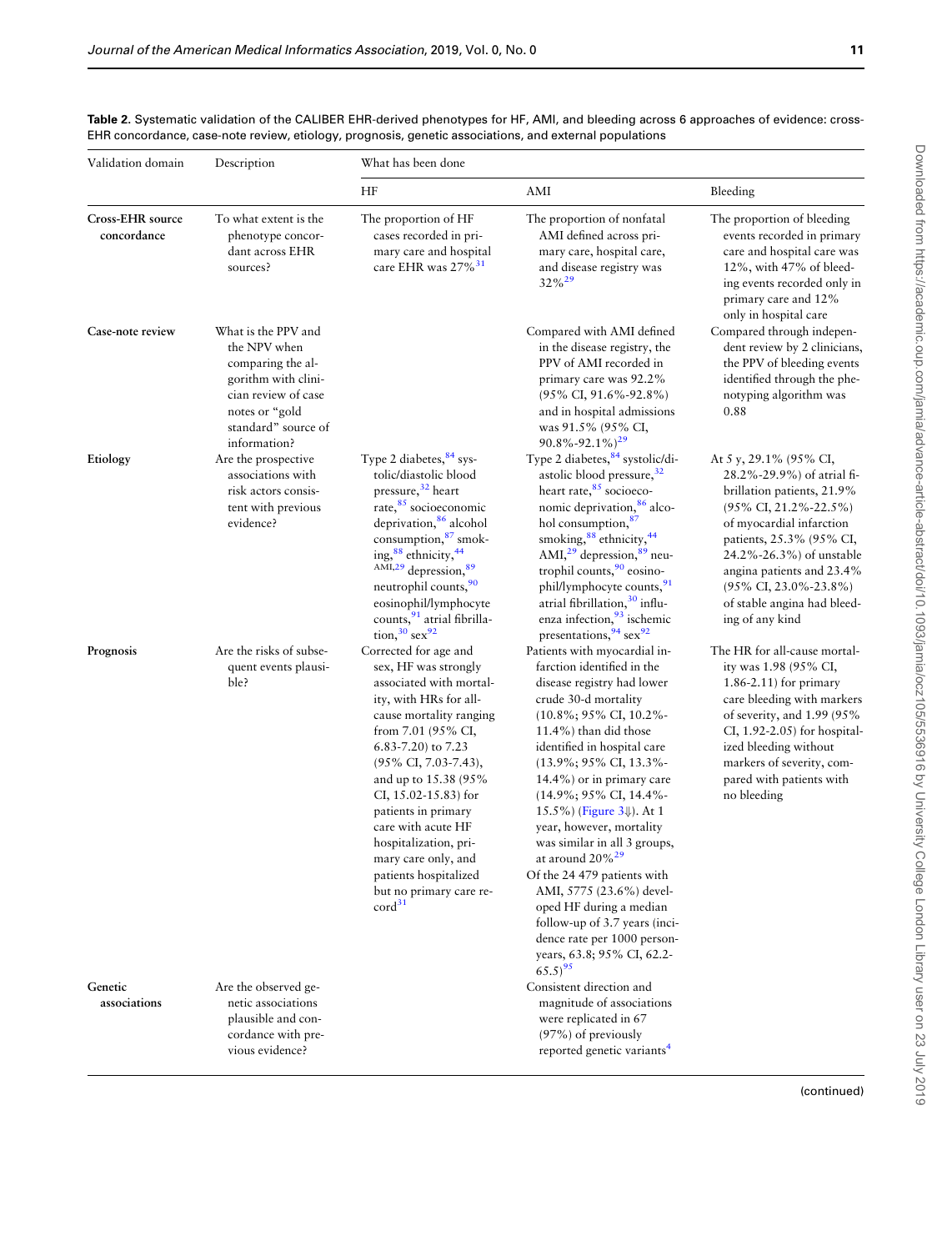**Table 2.** Systematic validation of the CALIBER EHR-derived phenotypes for HF, AMI, and bleeding across 6 approaches of evidence: cross-EHR concordance, case-note review, etiology, prognosis, genetic associations, and external populations

| Validation domain | Description | What has been done | | |
|---|---|---|---|---|
| | | HF | AMI | Bleeding |
| **Cross-EHR source concordance** | To what extent is the phenotype concordant across EHR sources? | The proportion of HF cases recorded in primary care and hospital care EHR was 27%[31] | The proportion of nonfatal AMI defined across primary care, hospital care, and disease registry was 32%[29] | The proportion of bleeding events recorded in primary care and hospital care was 12%, with 47% of bleeding events recorded only in primary care and 12% only in hospital care |
| **Case-note review** | What is the PPV and the NPV when comparing the algorithm with clinician review of case notes or "gold standard" source of information? | | Compared with AMI defined in the disease registry, the PPV of AMI recorded in primary care was 92.2% (95% CI, 91.6%-92.8%) and in hospital admissions was 91.5% (95% CI, 90.8%-92.1%)[29] | Compared through independent review by 2 clinicians, the PPV of bleeding events identified through the phenotyping algorithm was 0.88 |
| **Etiology** | Are the prospective associations with risk actors consistent with previous evidence? | Type 2 diabetes,[84] systolic/diastolic blood pressure,[32] heart rate,[85] socioeconomic deprivation,[86] alcohol consumption,[87] smoking,[88] ethnicity,[44] AMI,[29] depression,[89] neutrophil counts,[90] eosinophil/lymphocyte counts,[91] atrial fibrillation,[30] sex[92] | Type 2 diabetes,[84] systolic/diastolic blood pressure,[32] heart rate,[85] socioeconomic deprivation,[86] alcohol consumption,[87] smoking,[88] ethnicity,[44] AMI,[29] depression,[89] neutrophil counts,[90] eosinophil/lymphocyte counts,[91] atrial fibrillation,[30] influenza infection,[93] ischemic presentations,[94] sex[92] | At 5 y, 29.1% (95% CI, 28.2%-29.9%) of atrial fibrillation patients, 21.9% (95% CI, 21.2%-22.5%) of myocardial infarction patients, 25.3% (95% CI, 24.2%-26.3%) of unstable angina patients and 23.4% (95% CI, 23.0%-23.8%) of stable angina had bleeding of any kind |
| **Prognosis** | Are the risks of subsequent events plausible? | Corrected for age and sex, HF was strongly associated with mortality, with HRs for all-cause mortality ranging from 7.01 (95% CI, 6.83-7.20) to 7.23 (95% CI, 7.03-7.43), and up to 15.38 (95% CI, 15.02-15.83) for patients in primary care with acute HF hospitalization, primary care only, and patients hospitalized but no primary care record[31] | Patients with myocardial infarction identified in the disease registry had lower crude 30-d mortality (10.8%; 95% CI, 10.2%-11.4%) than did those identified in hospital care (13.9%; 95% CI, 13.3%-14.4%) or in primary care (14.9%; 95% CI, 14.4%-15.5%) (Figure 3⇓). At 1 year, however, mortality was similar in all 3 groups, at around 20%[29] Of the 24 479 patients with AMI, 5775 (23.6%) developed HF during a median follow-up of 3.7 years (incidence rate per 1000 person-years, 63.8; 95% CI, 62.2-65.5)[95] | The HR for all-cause mortality was 1.98 (95% CI, 1.86-2.11) for primary care bleeding with markers of severity, and 1.99 (95% CI, 1.92-2.05) for hospitalized bleeding without markers of severity, compared with patients with no bleeding |
| **Genetic associations** | Are the observed genetic associations plausible and concordance with previous evidence? | | Consistent direction and magnitude of associations were replicated in 67 (97%) of previously reported genetic variants[4] | |

(continued)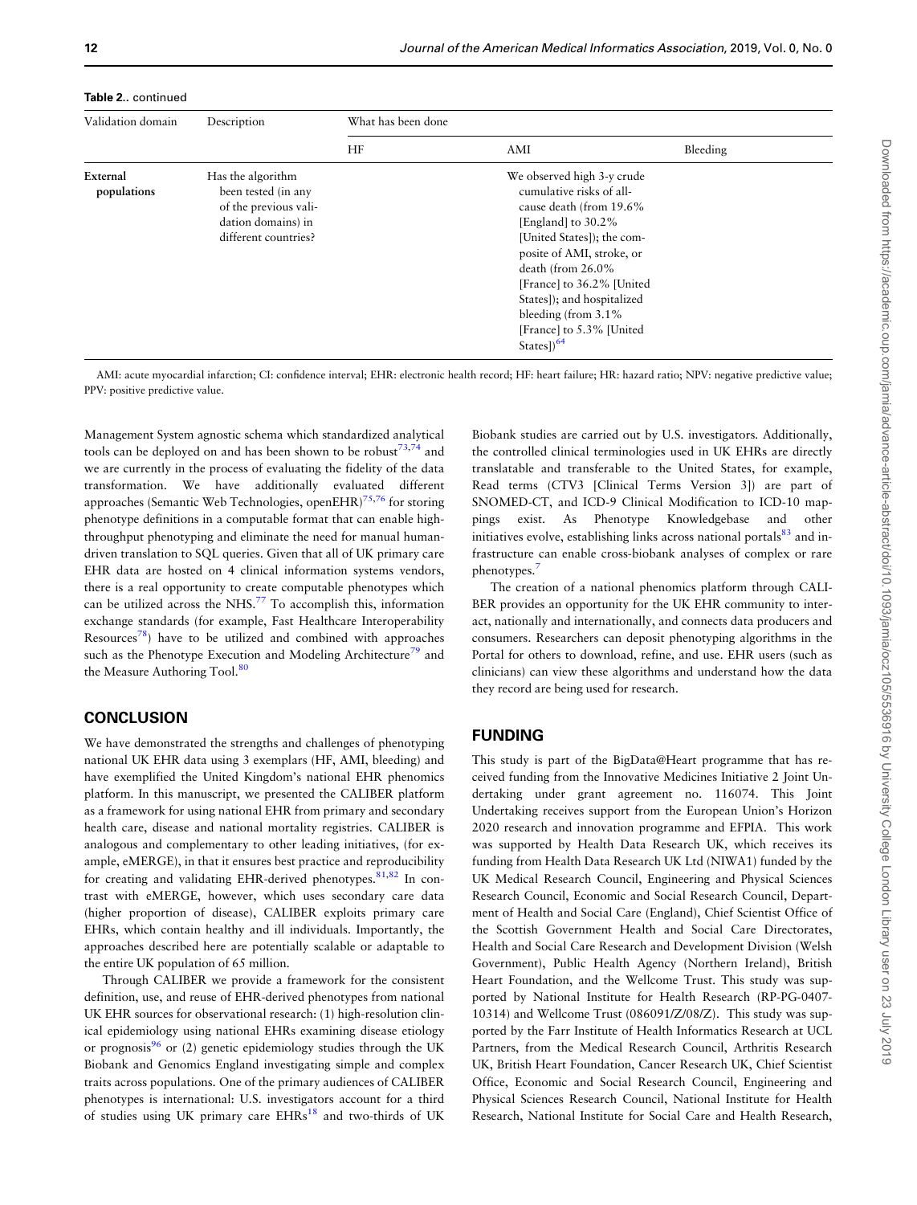**Table 2.** continued

| Validation domain | Description | What has been done | | |
|---|---|---|---|---|
| | | HF | AMI | Bleeding |
| **External populations** | Has the algorithm been tested (in any of the previous validation domains) in different countries? | | We observed high 3-y crude cumulative risks of all-cause death (from 19.6% [England] to 30.2% [United States]); the composite of AMI, stroke, or death (from 26.0% [France] to 36.2% [United States]); and hospitalized bleeding (from 3.1% [France] to 5.3% [United States])[64] | |

AMI: acute myocardial infarction; CI: confidence interval; EHR: electronic health record; HF: heart failure; HR: hazard ratio; NPV: negative predictive value; PPV: positive predictive value.

Management System agnostic schema which standardized analytical tools can be deployed on and has been shown to be robust[73,74] and we are currently in the process of evaluating the fidelity of the data transformation. We have additionally evaluated different approaches (Semantic Web Technologies, openEHR)[75,76] for storing phenotype definitions in a computable format that can enable high-throughput phenotyping and eliminate the need for manual human-driven translation to SQL queries. Given that all of UK primary care EHR data are hosted on 4 clinical information systems vendors, there is a real opportunity to create computable phenotypes which can be utilized across the NHS.[77] To accomplish this, information exchange standards (for example, Fast Healthcare Interoperability Resources[78]) have to be utilized and combined with approaches such as the Phenotype Execution and Modeling Architecture[79] and the Measure Authoring Tool.[80]

## CONCLUSION

We have demonstrated the strengths and challenges of phenotyping national UK EHR data using 3 exemplars (HF, AMI, bleeding) and have exemplified the United Kingdom's national EHR phenomics platform. In this manuscript, we presented the CALIBER platform as a framework for using national EHR from primary and secondary health care, disease and national mortality registries. CALIBER is analogous and complementary to other leading initiatives, (for example, eMERGE), in that it ensures best practice and reproducibility for creating and validating EHR-derived phenotypes.[81,82] In contrast with eMERGE, however, which uses secondary care data (higher proportion of disease), CALIBER exploits primary care EHRs, which contain healthy and ill individuals. Importantly, the approaches described here are potentially scalable or adaptable to the entire UK population of 65 million.

Through CALIBER we provide a framework for the consistent definition, use, and reuse of EHR-derived phenotypes from national UK EHR sources for observational research: (1) high-resolution clinical epidemiology using national EHRs examining disease etiology or prognosis[96] or (2) genetic epidemiology studies through the UK Biobank and Genomics England investigating simple and complex traits across populations. One of the primary audiences of CALIBER phenotypes is international: U.S. investigators account for a third of studies using UK primary care EHRs[18] and two-thirds of UK Biobank studies are carried out by U.S. investigators. Additionally, the controlled clinical terminologies used in UK EHRs are directly translatable and transferable to the United States, for example, Read terms (CTV3 [Clinical Terms Version 3]) are part of SNOMED-CT, and ICD-9 Clinical Modification to ICD-10 mappings exist. As Phenotype Knowledgebase and other initiatives evolve, establishing links across national portals[83] and infrastructure can enable cross-biobank analyses of complex or rare phenotypes.[7]

The creation of a national phenomics platform through CALIBER provides an opportunity for the UK EHR community to interact, nationally and internationally, and connects data producers and consumers. Researchers can deposit phenotyping algorithms in the Portal for others to download, refine, and use. EHR users (such as clinicians) can view these algorithms and understand how the data they record are being used for research.

## FUNDING

This study is part of the BigData@Heart programme that has received funding from the Innovative Medicines Initiative 2 Joint Undertaking under grant agreement no. 116074. This Joint Undertaking receives support from the European Union's Horizon 2020 research and innovation programme and EFPIA. This work was supported by Health Data Research UK, which receives its funding from Health Data Research UK Ltd (NIWA1) funded by the UK Medical Research Council, Engineering and Physical Sciences Research Council, Economic and Social Research Council, Department of Health and Social Care (England), Chief Scientist Office of the Scottish Government Health and Social Care Directorates, Health and Social Care Research and Development Division (Welsh Government), Public Health Agency (Northern Ireland), British Heart Foundation, and the Wellcome Trust. This study was supported by National Institute for Health Research (RP-PG-0407-10314) and Wellcome Trust (086091/Z/08/Z). This study was supported by the Farr Institute of Health Informatics Research at UCL Partners, from the Medical Research Council, Arthritis Research UK, British Heart Foundation, Cancer Research UK, Chief Scientist Office, Economic and Social Research Council, Engineering and Physical Sciences Research Council, National Institute for Health Research, National Institute for Social Care and Health Research,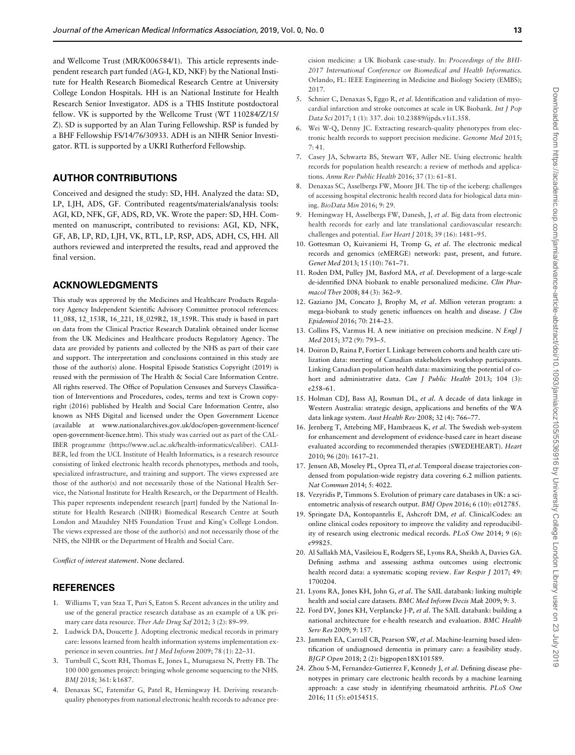and Wellcome Trust (MR/K006584/1). This article represents independent research part funded (AG-I, KD, NKF) by the National Institute for Health Research Biomedical Research Centre at University College London Hospitals. HH is an National Institute for Health Research Senior Investigator. ADS is a THIS Institute postdoctoral fellow. VK is supported by the Wellcome Trust (WT 110284/Z/15/Z). SD is supported by an Alan Turing Fellowship. RSP is funded by a BHF Fellowship FS/14/76/30933. ADH is an NIHR Senior Investigator. RTL is supported by a UKRI Rutherford Fellowship.

## AUTHOR CONTRIBUTIONS

Conceived and designed the study: SD, HH. Analyzed the data: SD, LP, LJH, ADS, GF. Contributed reagents/materials/analysis tools: AGI, KD, NFK, GF, ADS, RD, VK. Wrote the paper: SD, HH. Commented on manuscript, contributed to revisions: AGI, KD, NFK, GF, AB, LP, RD, LJH, VK, RTL, LP, RSP, ADS, ADH, CS, HH. All authors reviewed and interpreted the results, read and approved the final version.

## ACKNOWLEDGMENTS

This study was approved by the Medicines and Healthcare Products Regulatory Agency Independent Scientific Advisory Committee protocol references: 11_088, 12_153R, 16_221, 18_029R2, 18_159R. This study is based in part on data from the Clinical Practice Research Datalink obtained under license from the UK Medicines and Healthcare products Regulatory Agency. The data are provided by patients and collected by the NHS as part of their care and support. The interpretation and conclusions contained in this study are those of the author(s) alone. Hospital Episode Statistics Copyright (2019) is reused with the permission of The Health & Social Care Information Centre. All rights reserved. The Office of Population Censuses and Surveys Classification of Interventions and Procedures, codes, terms and text is Crown copyright (2016) published by Health and Social Care Information Centre, also known as NHS Digital and licensed under the Open Government Licence (available at www.nationalarchives.gov.uk/doc/open-government-licence/open-government-licence.htm). This study was carried out as part of the CALIBER programme (https://www.ucl.ac.uk/health-informatics/caliber). CALIBER, led from the UCL Institute of Health Informatics, is a research resource consisting of linked electronic health records phenotypes, methods and tools, specialized infrastructure, and training and support. The views expressed are those of the author(s) and not necessarily those of the National Health Service, the National Institute for Health Research, or the Department of Health. This paper represents independent research [part] funded by the National Institute for Health Research (NIHR) Biomedical Research Centre at South London and Maudsley NHS Foundation Trust and King's College London. The views expressed are those of the author(s) and not necessarily those of the NHS, the NIHR or the Department of Health and Social Care.

*Conflict of interest statement*. None declared.

## REFERENCES

1. Williams T, van Staa T, Puri S, Eaton S. Recent advances in the utility and use of the general practice research database as an example of a UK primary care data resource. *Ther Adv Drug Saf* 2012; 3 (2): 89–99.
2. Ludwick DA, Doucette J. Adopting electronic medical records in primary care: lessons learned from health information systems implementation experience in seven countries. *Int J Med Inform* 2009; 78 (1): 22–31.
3. Turnbull C, Scott RH, Thomas E, Jones L, Murugaesu N, Pretty FB. The 100 000 genomes project: bringing whole genome sequencing to the NHS. *BMJ* 2018; 361: k1687.
4. Denaxas S, Fatemifar G, Patel R, Hemingway H. Deriving research-quality phenotypes from national electronic health records to advance precision medicine: a UK Biobank case-study. In: *Proceedings of the BHI-2017 International Conference on Biomedical and Health Informatics*. Orlando, FL: IEEE Engineering in Medicine and Biology Society (EMBS); 2017.
5. Schnier C, Denaxas S, Eggo R, *et al*. Identification and validation of myocardial infarction and stroke outcomes at scale in UK Biobank. *Int J Pop Data Sci* 2017; 1 (1): 337. doi: 10.23889/ijpds.v1i1.358.
6. Wei W-Q, Denny JC. Extracting research-quality phenotypes from electronic health records to support precision medicine. *Genome Med* 2015; 7: 41.
7. Casey JA, Schwartz BS, Stewart WF, Adler NE. Using electronic health records for population health research: a review of methods and applications. *Annu Rev Public Health* 2016; 37 (1): 61–81.
8. Denaxas SC, Asselbergs FW, Moore JH. The tip of the iceberg: challenges of accessing hospital electronic health record data for biological data mining. *BioData Min* 2016; 9: 29.
9. Hemingway H, Asselbergs FW, Danesh, J, *et al*. Big data from electronic health records for early and late translational cardiovascular research: challenges and potential. *Eur Heart J* 2018; 39 (16): 1481–95.
10. Gottesman O, Kuivaniemi H, Tromp G, *et al*. The electronic medical records and genomics (eMERGE) network: past, present, and future. *Genet Med* 2013; 15 (10): 761–71.
11. Roden DM, Pulley JM, Basford MA, *et al*. Development of a large-scale de-identified DNA biobank to enable personalized medicine. *Clin Pharmacol Ther* 2008; 84 (3): 362–9.
12. Gaziano JM, Concato J, Brophy M, *et al*. Million veteran program: a mega-biobank to study genetic influences on health and disease. *J Clin Epidemiol* 2016; 70: 214–23.
13. Collins FS, Varmus H. A new initiative on precision medicine. *N Engl J Med* 2015; 372 (9): 793–5.
14. Doiron D, Raina P, Fortier I. Linkage between cohorts and health care utilization data: meeting of Canadian stakeholders workshop participants. Linking Canadian population health data: maximizing the potential of cohort and administrative data. *Can J Public Health* 2013; 104 (3): e258–61.
15. Holman CDJ, Bass AJ, Rosman DL, *et al*. A decade of data linkage in Western Australia: strategic design, applications and benefits of the WA data linkage system. *Aust Health Rev* 2008; 32 (4): 766–77.
16. Jernberg T, Attebring MF, Hambraeus K, *et al*. The Swedish web-system for enhancement and development of evidence-based care in heart disease evaluated according to recommended therapies (SWEDEHEART). *Heart* 2010; 96 (20): 1617–21.
17. Jensen AB, Moseley PL, Oprea TI, *et al*. Temporal disease trajectories condensed from population-wide registry data covering 6.2 million patients. *Nat Commun* 2014; 5: 4022.
18. Vezyridis P, Timmons S. Evolution of primary care databases in UK: a scientometric analysis of research output. *BMJ Open* 2016; 6 (10): e012785.
19. Springate DA, Kontopantelis E, Ashcroft DM, *et al*. ClinicalCodes: an online clinical codes repository to improve the validity and reproducibility of research using electronic medical records. *PLoS One* 2014; 9 (6): e99825.
20. Al Sallakh MA, Vasileiou E, Rodgers SE, Lyons RA, Sheikh A, Davies GA. Defining asthma and assessing asthma outcomes using electronic health record data: a systematic scoping review. *Eur Respir J* 2017; 49: 1700204.
21. Lyons RA, Jones KH, John G, *et al*. The SAIL databank: linking multiple health and social care datasets. *BMC Med Inform Decis Mak* 2009; 9: 3.
22. Ford DV, Jones KH, Verplancke J-P, *et al*. The SAIL databank: building a national architecture for e-health research and evaluation. *BMC Health Serv Res* 2009; 9: 157.
23. Jammeh EA, Carroll CB, Pearson SW, *et al*. Machine-learning based identification of undiagnosed dementia in primary care: a feasibility study. *BJGP Open* 2018; 2 (2): bjgpopen18X101589.
24. Zhou S-M, Fernandez-Gutierrez F, Kennedy J, *et al*. Defining disease phenotypes in primary care electronic health records by a machine learning approach: a case study in identifying rheumatoid arthritis. *PLoS One* 2016; 11 (5): e0154515.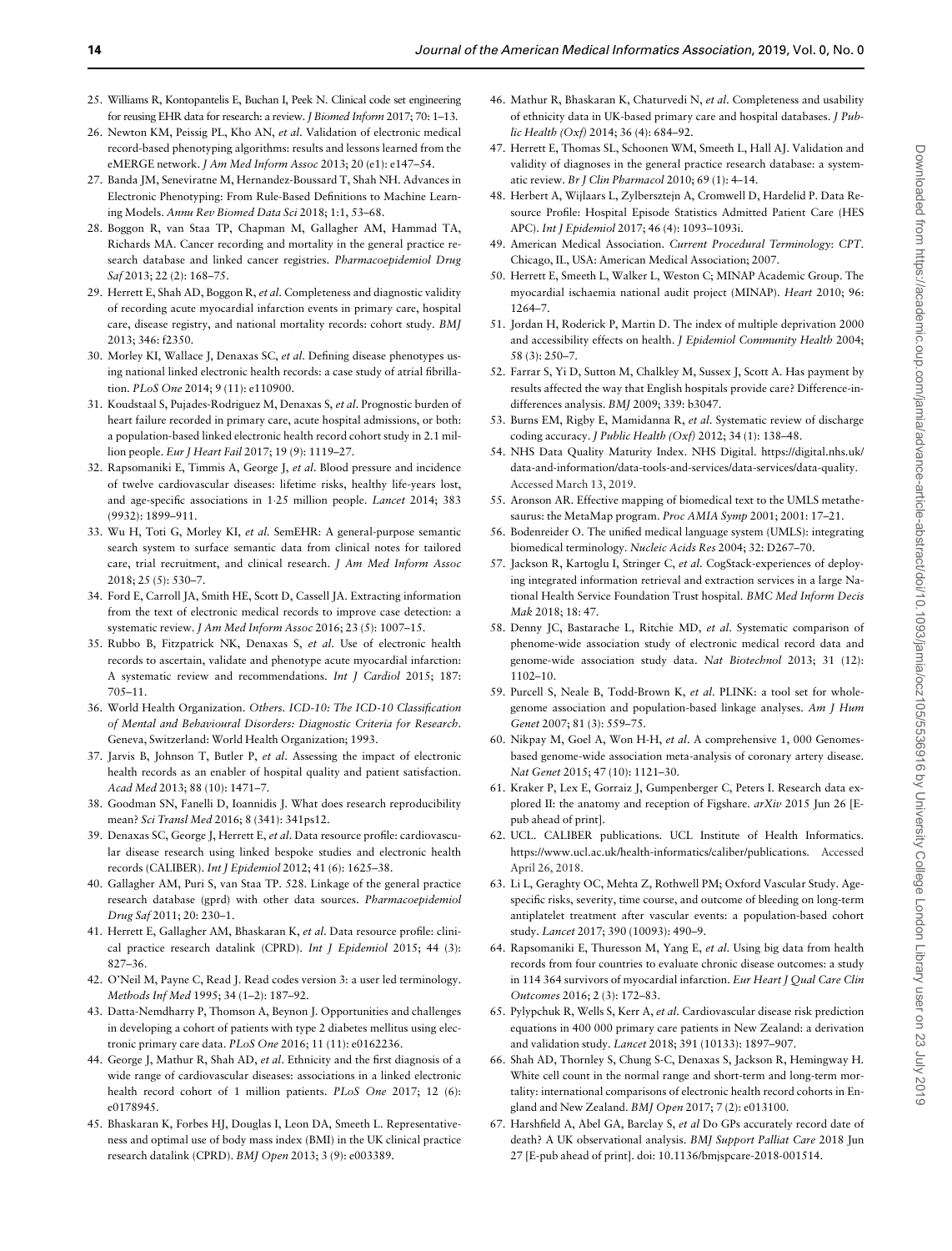25. Williams R, Kontopantelis E, Buchan I, Peek N. Clinical code set engineering for reusing EHR data for research: a review. *J Biomed Inform* 2017; 70: 1–13.
26. Newton KM, Peissig PL, Kho AN, *et al*. Validation of electronic medical record-based phenotyping algorithms: results and lessons learned from the eMERGE network. *J Am Med Inform Assoc* 2013; 20 (e1): e147–54.
27. Banda JM, Seneviratne M, Hernandez-Boussard T, Shah NH. Advances in Electronic Phenotyping: From Rule-Based Definitions to Machine Learning Models. *Annu Rev Biomed Data Sci* 2018; 1:1, 53–68.
28. Boggon R, van Staa TP, Chapman M, Gallagher AM, Hammad TA, Richards MA. Cancer recording and mortality in the general practice research database and linked cancer registries. *Pharmacoepidemiol Drug Saf* 2013; 22 (2): 168–75.
29. Herrett E, Shah AD, Boggon R, *et al*. Completeness and diagnostic validity of recording acute myocardial infarction events in primary care, hospital care, disease registry, and national mortality records: cohort study. *BMJ* 2013; 346: f2350.
30. Morley KI, Wallace J, Denaxas SC, *et al*. Defining disease phenotypes using national linked electronic health records: a case study of atrial fibrillation. *PLoS One* 2014; 9 (11): e110900.
31. Koudstaal S, Pujades-Rodriguez M, Denaxas S, *et al*. Prognostic burden of heart failure recorded in primary care, acute hospital admissions, or both: a population-based linked electronic health record cohort study in 2.1 million people. *Eur J Heart Fail* 2017; 19 (9): 1119–27.
32. Rapsomaniki E, Timmis A, George J, *et al*. Blood pressure and incidence of twelve cardiovascular diseases: lifetime risks, healthy life-years lost, and age-specific associations in 1·25 million people. *Lancet* 2014; 383 (9932): 1899–911.
33. Wu H, Toti G, Morley KI, *et al.* SemEHR: A general-purpose semantic search system to surface semantic data from clinical notes for tailored care, trial recruitment, and clinical research. *J Am Med Inform Assoc* 2018; 25 (5): 530–7.
34. Ford E, Carroll JA, Smith HE, Scott D, Cassell JA. Extracting information from the text of electronic medical records to improve case detection: a systematic review. *J Am Med Inform Assoc* 2016; 23 (5): 1007–15.
35. Rubbo B, Fitzpatrick NK, Denaxas S, *et al*. Use of electronic health records to ascertain, validate and phenotype acute myocardial infarction: A systematic review and recommendations. *Int J Cardiol* 2015; 187: 705–11.
36. World Health Organization. *Others. ICD-10: The ICD-10 Classification of Mental and Behavioural Disorders: Diagnostic Criteria for Research*. Geneva, Switzerland: World Health Organization; 1993.
37. Jarvis B, Johnson T, Butler P, *et al*. Assessing the impact of electronic health records as an enabler of hospital quality and patient satisfaction. *Acad Med* 2013; 88 (10): 1471–7.
38. Goodman SN, Fanelli D, Ioannidis J. What does research reproducibility mean? *Sci Transl Med* 2016; 8 (341): 341ps12.
39. Denaxas SC, George J, Herrett E, *et al*. Data resource profile: cardiovascular disease research using linked bespoke studies and electronic health records (CALIBER). *Int J Epidemiol* 2012; 41 (6): 1625–38.
40. Gallagher AM, Puri S, van Staa TP. 528. Linkage of the general practice research database (gprd) with other data sources. *Pharmacoepidemiol Drug Saf* 2011; 20: 230–1.
41. Herrett E, Gallagher AM, Bhaskaran K, *et al*. Data resource profile: clinical practice research datalink (CPRD). *Int J Epidemiol* 2015; 44 (3): 827–36.
42. O'Neil M, Payne C, Read J. Read codes version 3: a user led terminology. *Methods Inf Med* 1995; 34 (1–2): 187–92.
43. Datta-Nemdharry P, Thomson A, Beynon J. Opportunities and challenges in developing a cohort of patients with type 2 diabetes mellitus using electronic primary care data. *PLoS One* 2016; 11 (11): e0162236.
44. George J, Mathur R, Shah AD, *et al*. Ethnicity and the first diagnosis of a wide range of cardiovascular diseases: associations in a linked electronic health record cohort of 1 million patients. *PLoS One* 2017; 12 (6): e0178945.
45. Bhaskaran K, Forbes HJ, Douglas I, Leon DA, Smeeth L. Representativeness and optimal use of body mass index (BMI) in the UK clinical practice research datalink (CPRD). *BMJ Open* 2013; 3 (9): e003389.
46. Mathur R, Bhaskaran K, Chaturvedi N, *et al*. Completeness and usability of ethnicity data in UK-based primary care and hospital databases. *J Public Health (Oxf)* 2014; 36 (4): 684–92.
47. Herrett E, Thomas SL, Schoonen WM, Smeeth L, Hall AJ. Validation and validity of diagnoses in the general practice research database: a systematic review. *Br J Clin Pharmacol* 2010; 69 (1): 4–14.
48. Herbert A, Wijlaars L, Zylbersztejn A, Cromwell D, Hardelid P. Data Resource Profile: Hospital Episode Statistics Admitted Patient Care (HES APC). *Int J Epidemiol* 2017; 46 (4): 1093–1093i.
49. American Medical Association. *Current Procedural Terminology: CPT*. Chicago, IL, USA: American Medical Association; 2007.
50. Herrett E, Smeeth L, Walker L, Weston C; MINAP Academic Group. The myocardial ischaemia national audit project (MINAP). *Heart* 2010; 96: 1264–7.
51. Jordan H, Roderick P, Martin D. The index of multiple deprivation 2000 and accessibility effects on health. *J Epidemiol Community Health* 2004; 58 (3): 250–7.
52. Farrar S, Yi D, Sutton M, Chalkley M, Sussex J, Scott A. Has payment by results affected the way that English hospitals provide care? Difference-in-differences analysis. *BMJ* 2009; 339: b3047.
53. Burns EM, Rigby E, Mamidanna R, *et al*. Systematic review of discharge coding accuracy. *J Public Health (Oxf)* 2012; 34 (1): 138–48.
54. NHS Data Quality Maturity Index. NHS Digital. https://digital.nhs.uk/data-and-information/data-tools-and-services/data-services/data-quality. Accessed March 13, 2019.
55. Aronson AR. Effective mapping of biomedical text to the UMLS metathesaurus: the MetaMap program. *Proc AMIA Symp* 2001; 2001: 17–21.
56. Bodenreider O. The unified medical language system (UMLS): integrating biomedical terminology. *Nucleic Acids Res* 2004; 32: D267–70.
57. Jackson R, Kartoglu I, Stringer C, *et al*. CogStack-experiences of deploying integrated information retrieval and extraction services in a large National Health Service Foundation Trust hospital. *BMC Med Inform Decis Mak* 2018; 18: 47.
58. Denny JC, Bastarache L, Ritchie MD, *et al*. Systematic comparison of phenome-wide association study of electronic medical record data and genome-wide association study data. *Nat Biotechnol* 2013; 31 (12): 1102–10.
59. Purcell S, Neale B, Todd-Brown K, *et al*. PLINK: a tool set for whole-genome association and population-based linkage analyses. *Am J Hum Genet* 2007; 81 (3): 559–75.
60. Nikpay M, Goel A, Won H-H, *et al*. A comprehensive 1, 000 Genomes-based genome-wide association meta-analysis of coronary artery disease. *Nat Genet* 2015; 47 (10): 1121–30.
61. Kraker P, Lex E, Gorraiz J, Gumpenberger C, Peters I. Research data explored II: the anatomy and reception of Figshare. *arXiv* 2015 Jun 26 [E-pub ahead of print].
62. UCL. CALIBER publications. UCL Institute of Health Informatics. https://www.ucl.ac.uk/health-informatics/caliber/publications. Accessed April 26, 2018.
63. Li L, Geraghty OC, Mehta Z, Rothwell PM; Oxford Vascular Study. Age-specific risks, severity, time course, and outcome of bleeding on long-term antiplatelet treatment after vascular events: a population-based cohort study. *Lancet* 2017; 390 (10093): 490–9.
64. Rapsomaniki E, Thuresson M, Yang E, *et al*. Using big data from health records from four countries to evaluate chronic disease outcomes: a study in 114 364 survivors of myocardial infarction. *Eur Heart J Qual Care Clin Outcomes* 2016; 2 (3): 172–83.
65. Pylypchuk R, Wells S, Kerr A, *et al*. Cardiovascular disease risk prediction equations in 400 000 primary care patients in New Zealand: a derivation and validation study. *Lancet* 2018; 391 (10133): 1897–907.
66. Shah AD, Thornley S, Chung S-C, Denaxas S, Jackson R, Hemingway H. White cell count in the normal range and short-term and long-term mortality: international comparisons of electronic health record cohorts in England and New Zealand. *BMJ Open* 2017; 7 (2): e013100.
67. Harshfield A, Abel GA, Barclay S, *et al* Do GPs accurately record date of death? A UK observational analysis. *BMJ Support Palliat Care* 2018 Jun 27 [E-pub ahead of print]. doi: 10.1136/bmjspcare-2018-001514.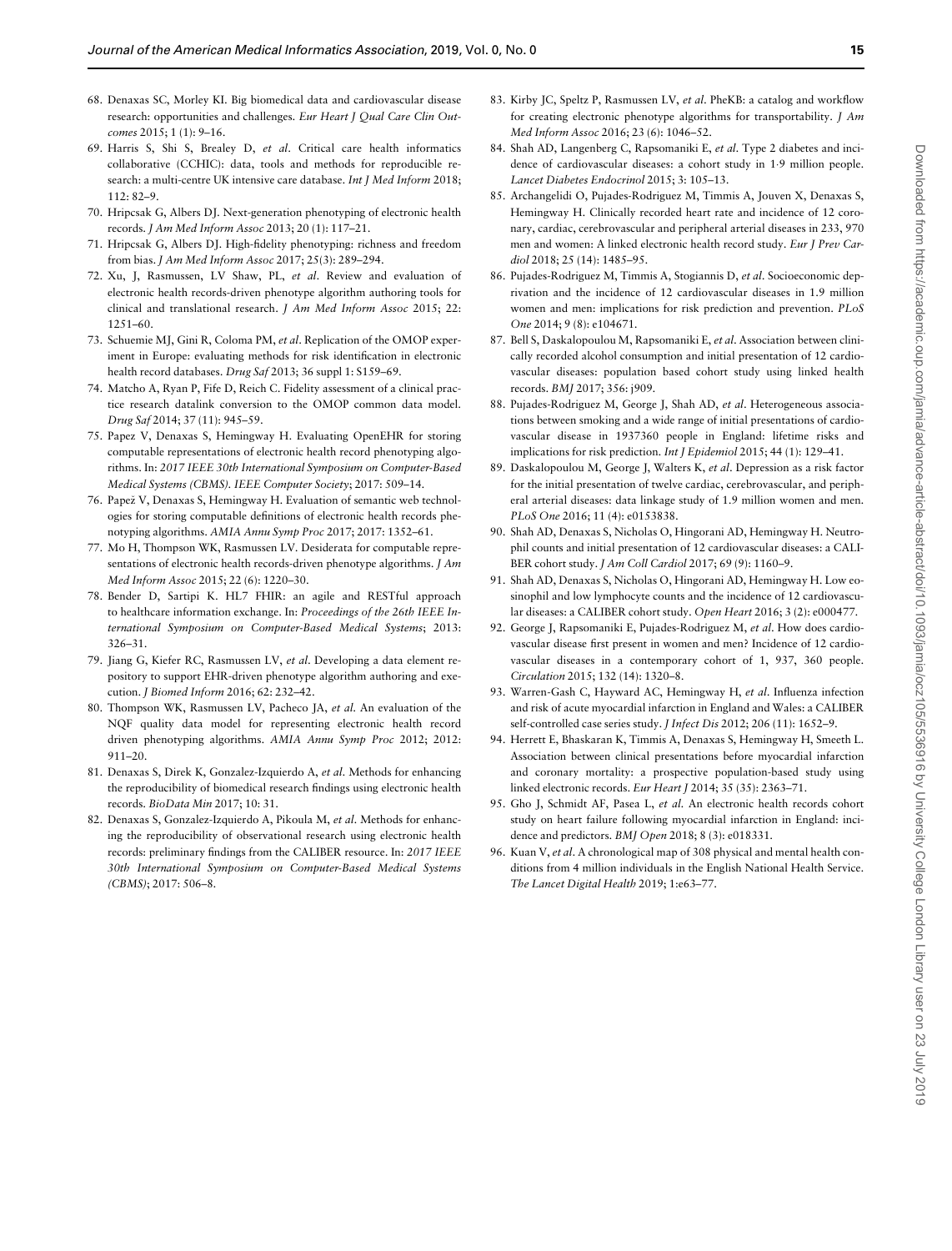68. Denaxas SC, Morley KI. Big biomedical data and cardiovascular disease research: opportunities and challenges. *Eur Heart J Qual Care Clin Outcomes* 2015; 1 (1): 9–16.
69. Harris S, Shi S, Brealey D, *et al*. Critical care health informatics collaborative (CCHIC): data, tools and methods for reproducible research: a multi-centre UK intensive care database. *Int J Med Inform* 2018; 112: 82–9.
70. Hripcsak G, Albers DJ. Next-generation phenotyping of electronic health records. *J Am Med Inform Assoc* 2013; 20 (1): 117–21.
71. Hripcsak G, Albers DJ. High-fidelity phenotyping: richness and freedom from bias. *J Am Med Inform Assoc* 2017; 25(3): 289–294.
72. Xu, J, Rasmussen, LV Shaw, PL, *et al*. Review and evaluation of electronic health records-driven phenotype algorithm authoring tools for clinical and translational research. *J Am Med Inform Assoc* 2015; 22: 1251–60.
73. Schuemie MJ, Gini R, Coloma PM, *et al*. Replication of the OMOP experiment in Europe: evaluating methods for risk identification in electronic health record databases. *Drug Saf* 2013; 36 suppl 1: S159–69.
74. Matcho A, Ryan P, Fife D, Reich C. Fidelity assessment of a clinical practice research datalink conversion to the OMOP common data model. *Drug Saf* 2014; 37 (11): 945–59.
75. Papez V, Denaxas S, Hemingway H. Evaluating OpenEHR for storing computable representations of electronic health record phenotyping algorithms. In: *2017 IEEE 30th International Symposium on Computer-Based Medical Systems (CBMS). IEEE Computer Society*; 2017: 509–14.
76. Papež V, Denaxas S, Hemingway H. Evaluation of semantic web technologies for storing computable definitions of electronic health records phenotyping algorithms. *AMIA Annu Symp Proc* 2017; 2017: 1352–61.
77. Mo H, Thompson WK, Rasmussen LV. Desiderata for computable representations of electronic health records-driven phenotype algorithms. *J Am Med Inform Assoc* 2015; 22 (6): 1220–30.
78. Bender D, Sartipi K. HL7 FHIR: an agile and RESTful approach to healthcare information exchange. In: *Proceedings of the 26th IEEE International Symposium on Computer-Based Medical Systems*; 2013: 326–31.
79. Jiang G, Kiefer RC, Rasmussen LV, *et al*. Developing a data element repository to support EHR-driven phenotype algorithm authoring and execution. *J Biomed Inform* 2016; 62: 232–42.
80. Thompson WK, Rasmussen LV, Pacheco JA, *et al.* An evaluation of the NQF quality data model for representing electronic health record driven phenotyping algorithms. *AMIA Annu Symp Proc* 2012; 2012: 911–20.
81. Denaxas S, Direk K, Gonzalez-Izquierdo A, *et al*. Methods for enhancing the reproducibility of biomedical research findings using electronic health records. *BioData Min* 2017; 10: 31.
82. Denaxas S, Gonzalez-Izquierdo A, Pikoula M, *et al*. Methods for enhancing the reproducibility of observational research using electronic health records: preliminary findings from the CALIBER resource. In: *2017 IEEE 30th International Symposium on Computer-Based Medical Systems (CBMS)*; 2017: 506–8.
83. Kirby JC, Speltz P, Rasmussen LV, *et al*. PheKB: a catalog and workflow for creating electronic phenotype algorithms for transportability. *J Am Med Inform Assoc* 2016; 23 (6): 1046–52.
84. Shah AD, Langenberg C, Rapsomaniki E, *et al*. Type 2 diabetes and incidence of cardiovascular diseases: a cohort study in 1·9 million people. *Lancet Diabetes Endocrinol* 2015; 3: 105–13.
85. Archangelidi O, Pujades-Rodriguez M, Timmis A, Jouven X, Denaxas S, Hemingway H. Clinically recorded heart rate and incidence of 12 coronary, cardiac, cerebrovascular and peripheral arterial diseases in 233, 970 men and women: A linked electronic health record study. *Eur J Prev Cardiol* 2018; 25 (14): 1485–95.
86. Pujades-Rodriguez M, Timmis A, Stogiannis D, *et al*. Socioeconomic deprivation and the incidence of 12 cardiovascular diseases in 1.9 million women and men: implications for risk prediction and prevention. *PLoS One* 2014; 9 (8): e104671.
87. Bell S, Daskalopoulou M, Rapsomaniki E, *et al*. Association between clinically recorded alcohol consumption and initial presentation of 12 cardiovascular diseases: population based cohort study using linked health records. *BMJ* 2017; 356: j909.
88. Pujades-Rodriguez M, George J, Shah AD, *et al*. Heterogeneous associations between smoking and a wide range of initial presentations of cardiovascular disease in 1937360 people in England: lifetime risks and implications for risk prediction. *Int J Epidemiol* 2015; 44 (1): 129–41.
89. Daskalopoulou M, George J, Walters K, *et al*. Depression as a risk factor for the initial presentation of twelve cardiac, cerebrovascular, and peripheral arterial diseases: data linkage study of 1.9 million women and men. *PLoS One* 2016; 11 (4): e0153838.
90. Shah AD, Denaxas S, Nicholas O, Hingorani AD, Hemingway H. Neutrophil counts and initial presentation of 12 cardiovascular diseases: a CALIBER cohort study. *J Am Coll Cardiol* 2017; 69 (9): 1160–9.
91. Shah AD, Denaxas S, Nicholas O, Hingorani AD, Hemingway H. Low eosinophil and low lymphocyte counts and the incidence of 12 cardiovascular diseases: a CALIBER cohort study. *Open Heart* 2016; 3 (2): e000477.
92. George J, Rapsomaniki E, Pujades-Rodriguez M, *et al*. How does cardiovascular disease first present in women and men? Incidence of 12 cardiovascular diseases in a contemporary cohort of 1, 937, 360 people. *Circulation* 2015; 132 (14): 1320–8.
93. Warren-Gash C, Hayward AC, Hemingway H, *et al*. Influenza infection and risk of acute myocardial infarction in England and Wales: a CALIBER self-controlled case series study. *J Infect Dis* 2012; 206 (11): 1652–9.
94. Herrett E, Bhaskaran K, Timmis A, Denaxas S, Hemingway H, Smeeth L. Association between clinical presentations before myocardial infarction and coronary mortality: a prospective population-based study using linked electronic records. *Eur Heart J* 2014; 35 (35): 2363–71.
95. Gho J, Schmidt AF, Pasea L, *et al.* An electronic health records cohort study on heart failure following myocardial infarction in England: incidence and predictors. *BMJ Open* 2018; 8 (3): e018331.
96. Kuan V, *et al*. A chronological map of 308 physical and mental health conditions from 4 million individuals in the English National Health Service. *The Lancet Digital Health* 2019; 1:e63–77.